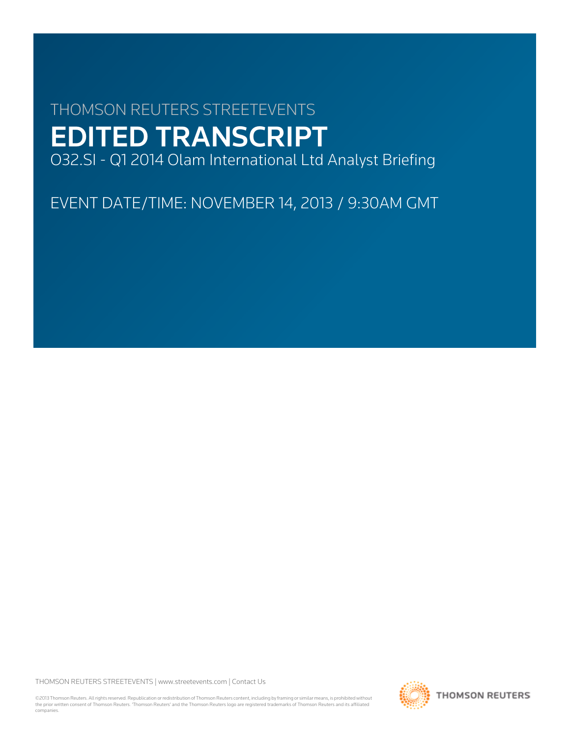THOMSON REUTERS STREETEVENTS

# EDITED TRANSCRIPT

O32.SI - Q1 2014 Olam International Ltd Analyst Briefing

EVENT DATE/TIME: NOVEMBER 14, 2013 / 9:30AM GMT

©2013 Thomson Reuters. All rights reserved. Republication or redistribution of Thomson Reuters content, including by framing or similar means, is prohibited without the prior written consent of Thomson Reuters. 'Thomson Reuters' and the Thomson Reuters logo are registered trademarks of Thomson Reuters and its affiliated companies.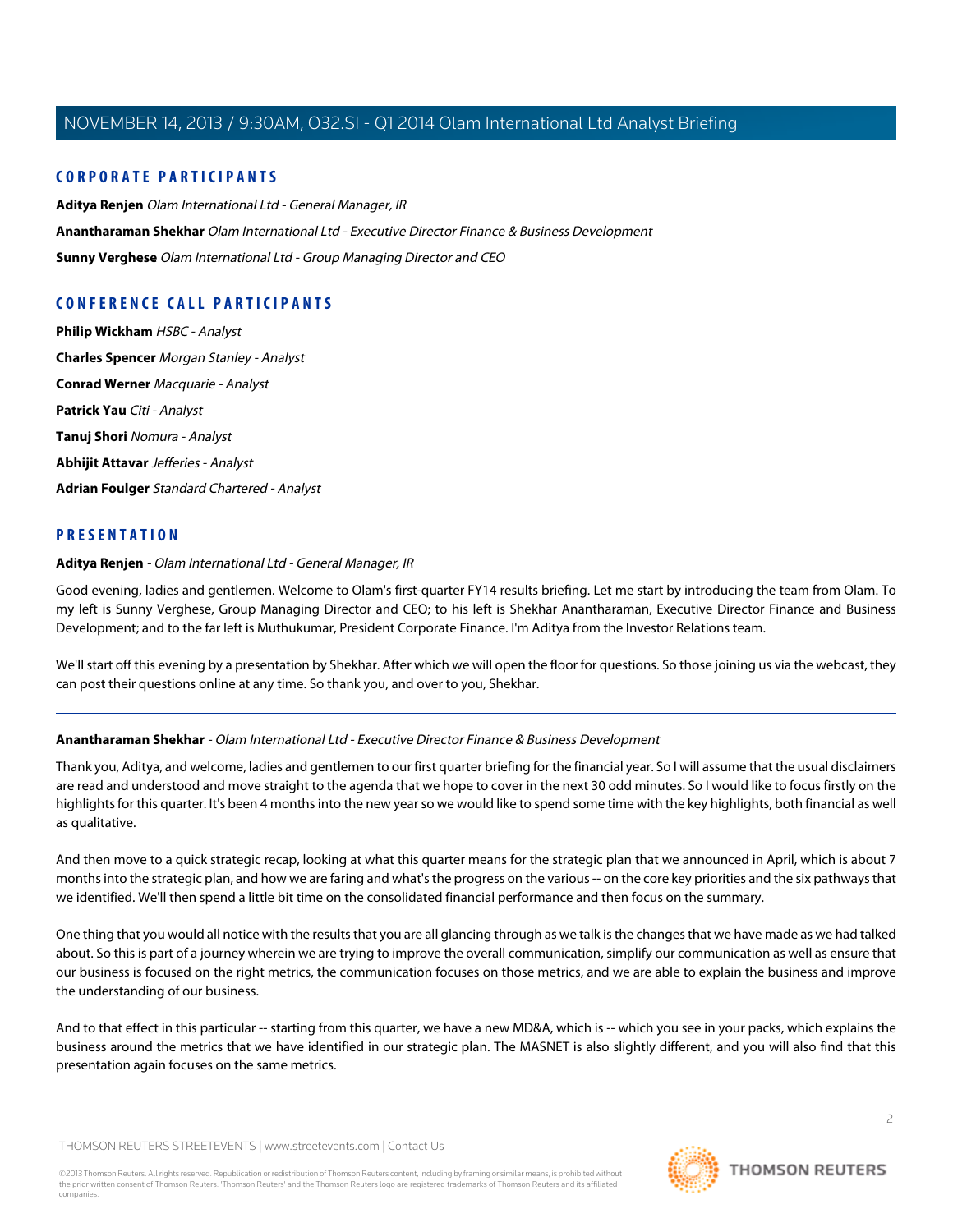## CORPORATE PARTICIPANTS

**Aditya Renjen** *Olam International Ltd - General Manager, IR*

**Anantharaman Shekhar** *Olam International Ltd - Executive Director Finance & Business Development*

**Sunny Verghese** *Olam International Ltd - Group Managing Director and CEO*

## CONFERENCE CALL PARTICIPANTS

**Philip Wickham** *HSBC - Analyst*

**Charles Spencer** *Morgan Stanley - Analyst*

**Conrad Werner** *Macquarie - Analyst*

**Patrick Yau** *Citi - Analyst*

**Tanuj Shori** *Nomura - Analyst*

**Abhijit Attavar** *Jefferies - Analyst*

**Adrian Foulger** *Standard Chartered - Analyst*

## PRESENTATION

**Aditya Renjen** - *Olam International Ltd - General Manager, IR*

Good evening, ladies and gentlemen. Welcome to Olam's first-quarter FY14 results briefing. Let me start by introducing the team from Olam. To my left is Sunny Verghese, Group Managing Director and CEO; to his left is Shekhar Anantharaman, Executive Director Finance and Business Development; and to the far left is Muthukumar, President Corporate Finance. I'm Aditya from the Investor Relations team.

We'll start off this evening by a presentation by Shekhar. After which we will open the floor for questions. So those joining us via the webcast, they can post their questions online at any time. So thank you, and over to you, Shekhar.

---

**Anantharaman Shekhar** - *Olam International Ltd - Executive Director Finance & Business Development*

Thank you, Aditya, and welcome, ladies and gentlemen to our first quarter briefing for the financial year. So I will assume that the usual disclaimers are read and understood and move straight to the agenda that we hope to cover in the next 30 odd minutes. So I would like to focus firstly on the highlights for this quarter. It's been 4 months into the new year so we would like to spend some time with the key highlights, both financial as well as qualitative.

And then move to a quick strategic recap, looking at what this quarter means for the strategic plan that we announced in April, which is about 7 months into the strategic plan, and how we are faring and what's the progress on the various -- on the core key priorities and the six pathways that we identified. We'll then spend a little bit time on the consolidated financial performance and then focus on the summary.

One thing that you would all notice with the results that you are all glancing through as we talk is the changes that we have made as we had talked about. So this is part of a journey wherein we are trying to improve the overall communication, simplify our communication as well as ensure that our business is focused on the right metrics, the communication focuses on those metrics, and we are able to explain the business and improve the understanding of our business.

And to that effect in this particular -- starting from this quarter, we have a new MD&A, which is -- which you see in your packs, which explains the business around the metrics that we have identified in our strategic plan. The MASNET is also slightly different, and you will also find that this presentation again focuses on the same metrics.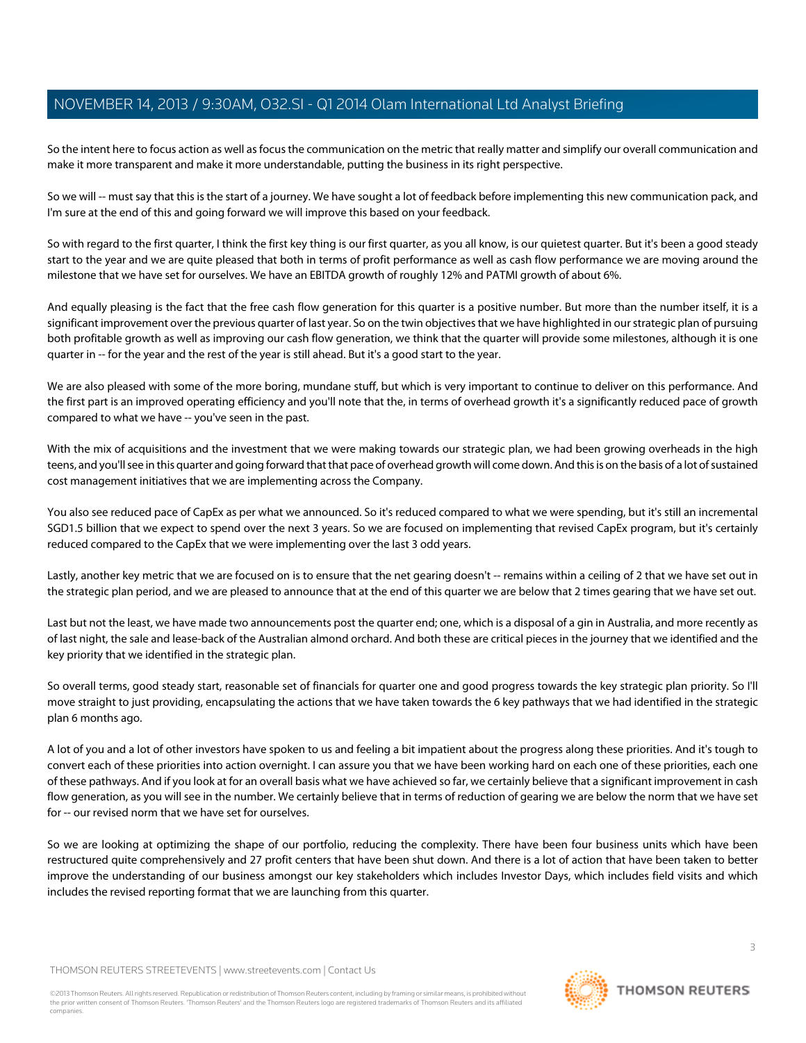So the intent here to focus action as well as focus the communication on the metric that really matter and simplify our overall communication and make it more transparent and make it more understandable, putting the business in its right perspective.

So we will -- must say that this is the start of a journey. We have sought a lot of feedback before implementing this new communication pack, and I'm sure at the end of this and going forward we will improve this based on your feedback.

So with regard to the first quarter, I think the first key thing is our first quarter, as you all know, is our quietest quarter. But it's been a good steady start to the year and we are quite pleased that both in terms of profit performance as well as cash flow performance we are moving around the milestone that we have set for ourselves. We have an EBITDA growth of roughly 12% and PATMI growth of about 6%.

And equally pleasing is the fact that the free cash flow generation for this quarter is a positive number. But more than the number itself, it is a significant improvement over the previous quarter of last year. So on the twin objectives that we have highlighted in our strategic plan of pursuing both profitable growth as well as improving our cash flow generation, we think that the quarter will provide some milestones, although it is one quarter in -- for the year and the rest of the year is still ahead. But it's a good start to the year.

We are also pleased with some of the more boring, mundane stuff, but which is very important to continue to deliver on this performance. And the first part is an improved operating efficiency and you'll note that the, in terms of overhead growth it's a significantly reduced pace of growth compared to what we have -- you've seen in the past.

With the mix of acquisitions and the investment that we were making towards our strategic plan, we had been growing overheads in the high teens, and you'll see in this quarter and going forward that that pace of overhead growth will come down. And this is on the basis of a lot of sustained cost management initiatives that we are implementing across the Company.

You also see reduced pace of CapEx as per what we announced. So it's reduced compared to what we were spending, but it's still an incremental SGD1.5 billion that we expect to spend over the next 3 years. So we are focused on implementing that revised CapEx program, but it's certainly reduced compared to the CapEx that we were implementing over the last 3 odd years.

Lastly, another key metric that we are focused on is to ensure that the net gearing doesn't -- remains within a ceiling of 2 that we have set out in the strategic plan period, and we are pleased to announce that at the end of this quarter we are below that 2 times gearing that we have set out.

Last but not the least, we have made two announcements post the quarter end; one, which is a disposal of a gin in Australia, and more recently as of last night, the sale and lease-back of the Australian almond orchard. And both these are critical pieces in the journey that we identified and the key priority that we identified in the strategic plan.

So overall terms, good steady start, reasonable set of financials for quarter one and good progress towards the key strategic plan priority. So I'll move straight to just providing, encapsulating the actions that we have taken towards the 6 key pathways that we had identified in the strategic plan 6 months ago.

A lot of you and a lot of other investors have spoken to us and feeling a bit impatient about the progress along these priorities. And it's tough to convert each of these priorities into action overnight. I can assure you that we have been working hard on each one of these priorities, each one of these pathways. And if you look at for an overall basis what we have achieved so far, we certainly believe that a significant improvement in cash flow generation, as you will see in the number. We certainly believe that in terms of reduction of gearing we are below the norm that we have set for -- our revised norm that we have set for ourselves.

So we are looking at optimizing the shape of our portfolio, reducing the complexity. There have been four business units which have been restructured quite comprehensively and 27 profit centers that have been shut down. And there is a lot of action that have been taken to better improve the understanding of our business amongst our key stakeholders which includes Investor Days, which includes field visits and which includes the revised reporting format that we are launching from this quarter.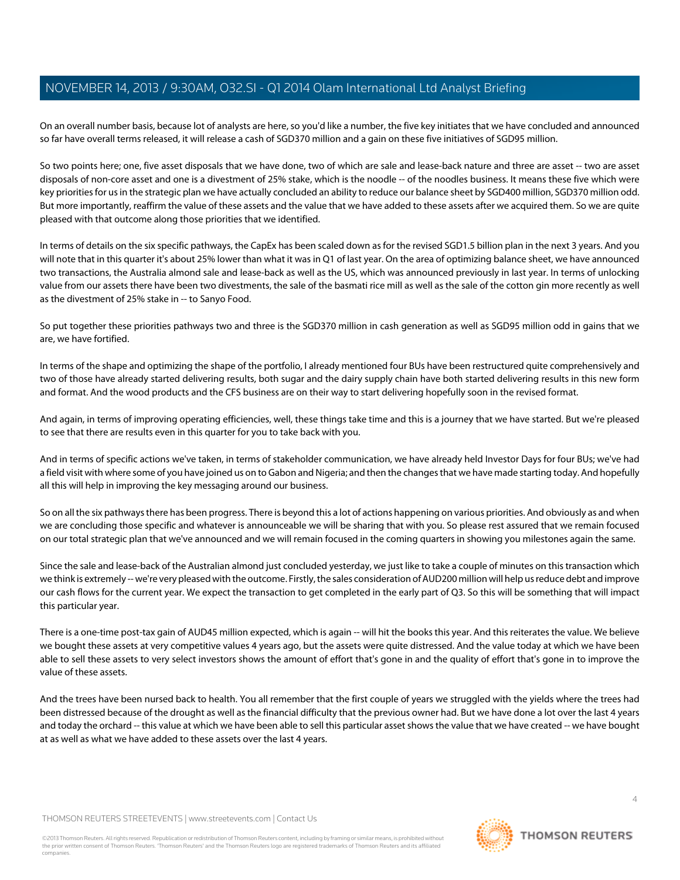On an overall number basis, because lot of analysts are here, so you'd like a number, the five key initiates that we have concluded and announced so far have overall terms released, it will release a cash of SGD370 million and a gain on these five initiatives of SGD95 million.

So two points here; one, five asset disposals that we have done, two of which are sale and lease-back nature and three are asset -- two are asset disposals of non-core asset and one is a divestment of 25% stake, which is the noodle -- of the noodles business. It means these five which were key priorities for us in the strategic plan we have actually concluded an ability to reduce our balance sheet by SGD400 million, SGD370 million odd. But more importantly, reaffirm the value of these assets and the value that we have added to these assets after we acquired them. So we are quite pleased with that outcome along those priorities that we identified.

In terms of details on the six specific pathways, the CapEx has been scaled down as for the revised SGD1.5 billion plan in the next 3 years. And you will note that in this quarter it's about 25% lower than what it was in Q1 of last year. On the area of optimizing balance sheet, we have announced two transactions, the Australia almond sale and lease-back as well as the US, which was announced previously in last year. In terms of unlocking value from our assets there have been two divestments, the sale of the basmati rice mill as well as the sale of the cotton gin more recently as well as the divestment of 25% stake in -- to Sanyo Food.

So put together these priorities pathways two and three is the SGD370 million in cash generation as well as SGD95 million odd in gains that we are, we have fortified.

In terms of the shape and optimizing the shape of the portfolio, I already mentioned four BUs have been restructured quite comprehensively and two of those have already started delivering results, both sugar and the dairy supply chain have both started delivering results in this new form and format. And the wood products and the CFS business are on their way to start delivering hopefully soon in the revised format.

And again, in terms of improving operating efficiencies, well, these things take time and this is a journey that we have started. But we're pleased to see that there are results even in this quarter for you to take back with you.

And in terms of specific actions we've taken, in terms of stakeholder communication, we have already held Investor Days for four BUs; we've had a field visit with where some of you have joined us on to Gabon and Nigeria; and then the changes that we have made starting today. And hopefully all this will help in improving the key messaging around our business.

So on all the six pathways there has been progress. There is beyond this a lot of actions happening on various priorities. And obviously as and when we are concluding those specific and whatever is announceable we will be sharing that with you. So please rest assured that we remain focused on our total strategic plan that we've announced and we will remain focused in the coming quarters in showing you milestones again the same.

Since the sale and lease-back of the Australian almond just concluded yesterday, we just like to take a couple of minutes on this transaction which we think is extremely -- we're very pleased with the outcome. Firstly, the sales consideration of AUD200 million will help us reduce debt and improve our cash flows for the current year. We expect the transaction to get completed in the early part of Q3. So this will be something that will impact this particular year.

There is a one-time post-tax gain of AUD45 million expected, which is again -- will hit the books this year. And this reiterates the value. We believe we bought these assets at very competitive values 4 years ago, but the assets were quite distressed. And the value today at which we have been able to sell these assets to very select investors shows the amount of effort that's gone in and the quality of effort that's gone in to improve the value of these assets.

And the trees have been nursed back to health. You all remember that the first couple of years we struggled with the yields where the trees had been distressed because of the drought as well as the financial difficulty that the previous owner had. But we have done a lot over the last 4 years and today the orchard -- this value at which we have been able to sell this particular asset shows the value that we have created -- we have bought at as well as what we have added to these assets over the last 4 years.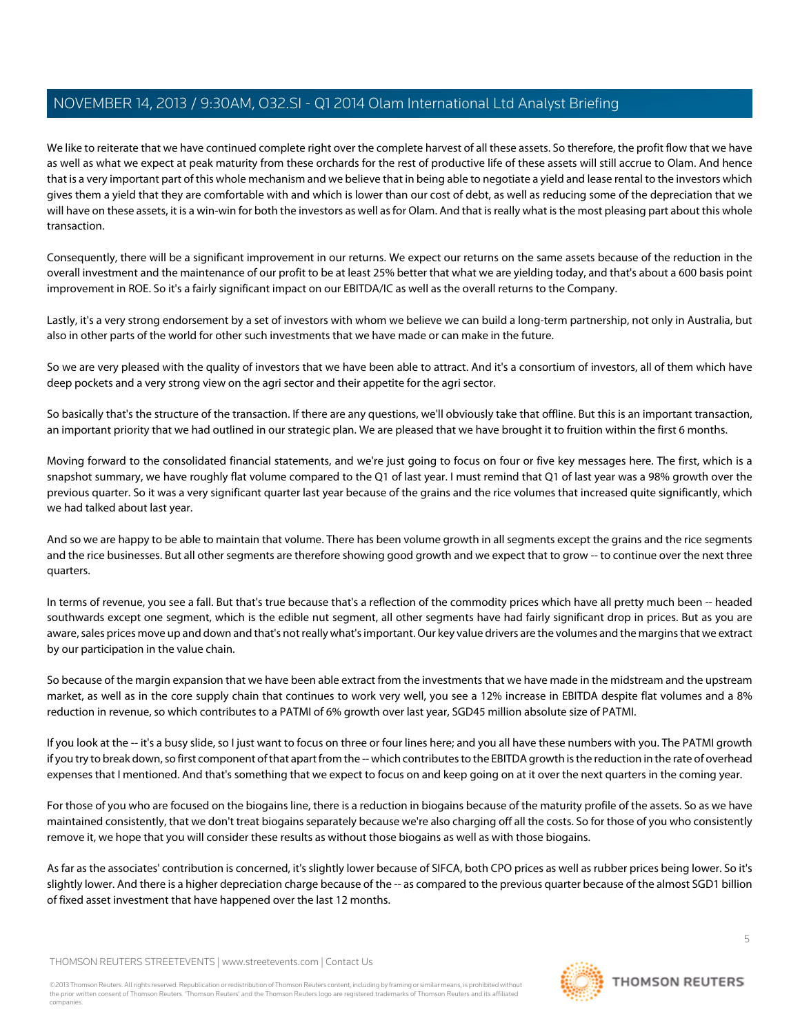We like to reiterate that we have continued complete right over the complete harvest of all these assets. So therefore, the profit flow that we have as well as what we expect at peak maturity from these orchards for the rest of productive life of these assets will still accrue to Olam. And hence that is a very important part of this whole mechanism and we believe that in being able to negotiate a yield and lease rental to the investors which gives them a yield that they are comfortable with and which is lower than our cost of debt, as well as reducing some of the depreciation that we will have on these assets, it is a win-win for both the investors as well as for Olam. And that is really what is the most pleasing part about this whole transaction.

Consequently, there will be a significant improvement in our returns. We expect our returns on the same assets because of the reduction in the overall investment and the maintenance of our profit to be at least 25% better that what we are yielding today, and that's about a 600 basis point improvement in ROE. So it's a fairly significant impact on our EBITDA/IC as well as the overall returns to the Company.

Lastly, it's a very strong endorsement by a set of investors with whom we believe we can build a long-term partnership, not only in Australia, but also in other parts of the world for other such investments that we have made or can make in the future.

So we are very pleased with the quality of investors that we have been able to attract. And it's a consortium of investors, all of them which have deep pockets and a very strong view on the agri sector and their appetite for the agri sector.

So basically that's the structure of the transaction. If there are any questions, we'll obviously take that offline. But this is an important transaction, an important priority that we had outlined in our strategic plan. We are pleased that we have brought it to fruition within the first 6 months.

Moving forward to the consolidated financial statements, and we're just going to focus on four or five key messages here. The first, which is a snapshot summary, we have roughly flat volume compared to the Q1 of last year. I must remind that Q1 of last year was a 98% growth over the previous quarter. So it was a very significant quarter last year because of the grains and the rice volumes that increased quite significantly, which we had talked about last year.

And so we are happy to be able to maintain that volume. There has been volume growth in all segments except the grains and the rice segments and the rice businesses. But all other segments are therefore showing good growth and we expect that to grow -- to continue over the next three quarters.

In terms of revenue, you see a fall. But that's true because that's a reflection of the commodity prices which have all pretty much been -- headed southwards except one segment, which is the edible nut segment, all other segments have had fairly significant drop in prices. But as you are aware, sales prices move up and down and that's not really what's important. Our key value drivers are the volumes and the margins that we extract by our participation in the value chain.

So because of the margin expansion that we have been able extract from the investments that we have made in the midstream and the upstream market, as well as in the core supply chain that continues to work very well, you see a 12% increase in EBITDA despite flat volumes and a 8% reduction in revenue, so which contributes to a PATMI of 6% growth over last year, SGD45 million absolute size of PATMI.

If you look at the -- it's a busy slide, so I just want to focus on three or four lines here; and you all have these numbers with you. The PATMI growth if you try to break down, so first component of that apart from the -- which contributes to the EBITDA growth is the reduction in the rate of overhead expenses that I mentioned. And that's something that we expect to focus on and keep going on at it over the next quarters in the coming year.

For those of you who are focused on the biogains line, there is a reduction in biogains because of the maturity profile of the assets. So as we have maintained consistently, that we don't treat biogains separately because we're also charging off all the costs. So for those of you who consistently remove it, we hope that you will consider these results as without those biogains as well as with those biogains.

As far as the associates' contribution is concerned, it's slightly lower because of SIFCA, both CPO prices as well as rubber prices being lower. So it's slightly lower. And there is a higher depreciation charge because of the -- as compared to the previous quarter because of the almost SGD1 billion of fixed asset investment that have happened over the last 12 months.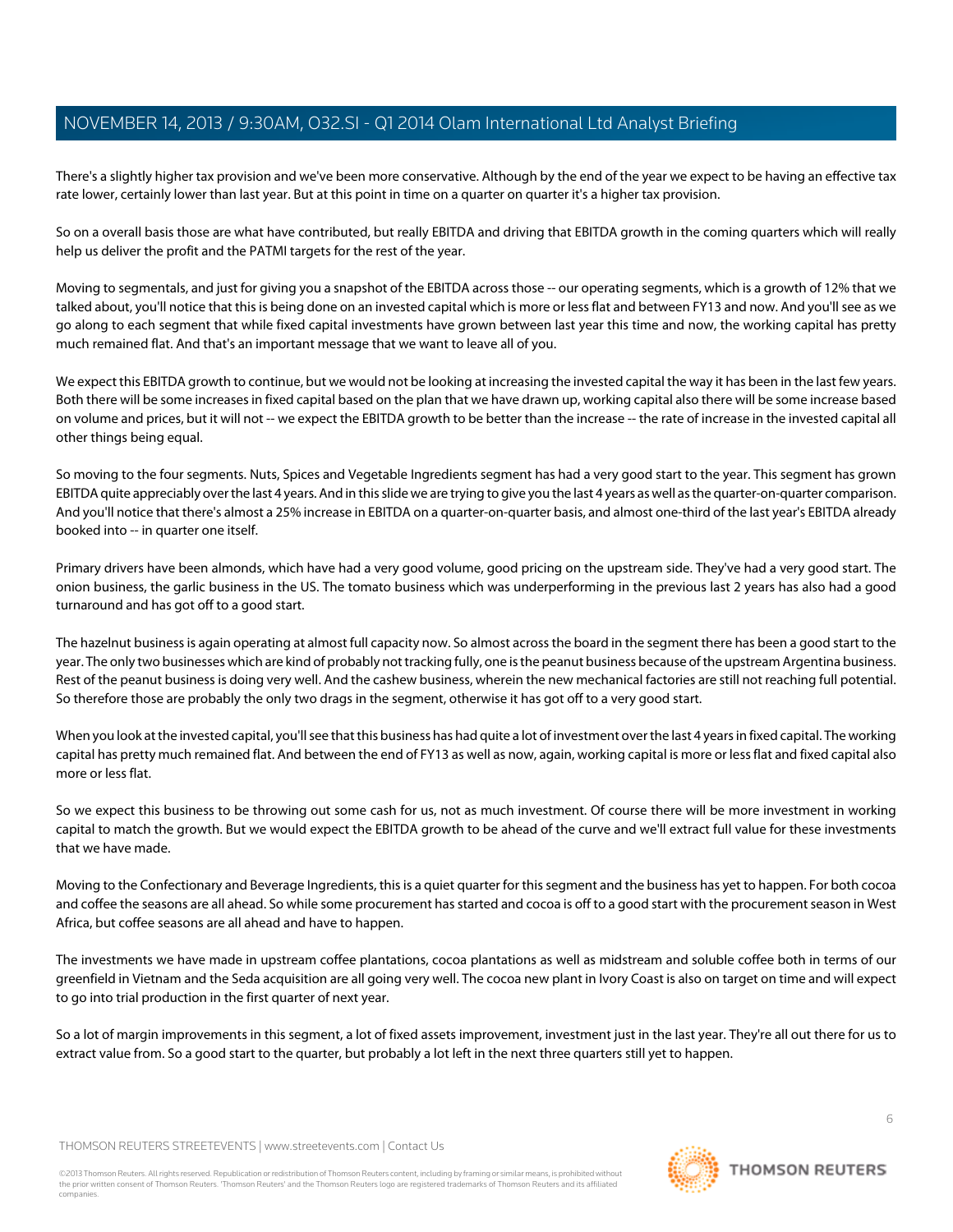There's a slightly higher tax provision and we've been more conservative. Although by the end of the year we expect to be having an effective tax rate lower, certainly lower than last year. But at this point in time on a quarter on quarter it's a higher tax provision.

So on a overall basis those are what have contributed, but really EBITDA and driving that EBITDA growth in the coming quarters which will really help us deliver the profit and the PATMI targets for the rest of the year.

Moving to segmentals, and just for giving you a snapshot of the EBITDA across those -- our operating segments, which is a growth of 12% that we talked about, you'll notice that this is being done on an invested capital which is more or less flat and between FY13 and now. And you'll see as we go along to each segment that while fixed capital investments have grown between last year this time and now, the working capital has pretty much remained flat. And that's an important message that we want to leave all of you.

We expect this EBITDA growth to continue, but we would not be looking at increasing the invested capital the way it has been in the last few years. Both there will be some increases in fixed capital based on the plan that we have drawn up, working capital also there will be some increase based on volume and prices, but it will not -- we expect the EBITDA growth to be better than the increase -- the rate of increase in the invested capital all other things being equal.

So moving to the four segments. Nuts, Spices and Vegetable Ingredients segment has had a very good start to the year. This segment has grown EBITDA quite appreciably over the last 4 years. And in this slide we are trying to give you the last 4 years as well as the quarter-on-quarter comparison. And you'll notice that there's almost a 25% increase in EBITDA on a quarter-on-quarter basis, and almost one-third of the last year's EBITDA already booked into -- in quarter one itself.

Primary drivers have been almonds, which have had a very good volume, good pricing on the upstream side. They've had a very good start. The onion business, the garlic business in the US. The tomato business which was underperforming in the previous last 2 years has also had a good turnaround and has got off to a good start.

The hazelnut business is again operating at almost full capacity now. So almost across the board in the segment there has been a good start to the year. The only two businesses which are kind of probably not tracking fully, one is the peanut business because of the upstream Argentina business. Rest of the peanut business is doing very well. And the cashew business, wherein the new mechanical factories are still not reaching full potential. So therefore those are probably the only two drags in the segment, otherwise it has got off to a very good start.

When you look at the invested capital, you'll see that this business has had quite a lot of investment over the last 4 years in fixed capital. The working capital has pretty much remained flat. And between the end of FY13 as well as now, again, working capital is more or less flat and fixed capital also more or less flat.

So we expect this business to be throwing out some cash for us, not as much investment. Of course there will be more investment in working capital to match the growth. But we would expect the EBITDA growth to be ahead of the curve and we'll extract full value for these investments that we have made.

Moving to the Confectionary and Beverage Ingredients, this is a quiet quarter for this segment and the business has yet to happen. For both cocoa and coffee the seasons are all ahead. So while some procurement has started and cocoa is off to a good start with the procurement season in West Africa, but coffee seasons are all ahead and have to happen.

The investments we have made in upstream coffee plantations, cocoa plantations as well as midstream and soluble coffee both in terms of our greenfield in Vietnam and the Seda acquisition are all going very well. The cocoa new plant in Ivory Coast is also on target on time and will expect to go into trial production in the first quarter of next year.

So a lot of margin improvements in this segment, a lot of fixed assets improvement, investment just in the last year. They're all out there for us to extract value from. So a good start to the quarter, but probably a lot left in the next three quarters still yet to happen.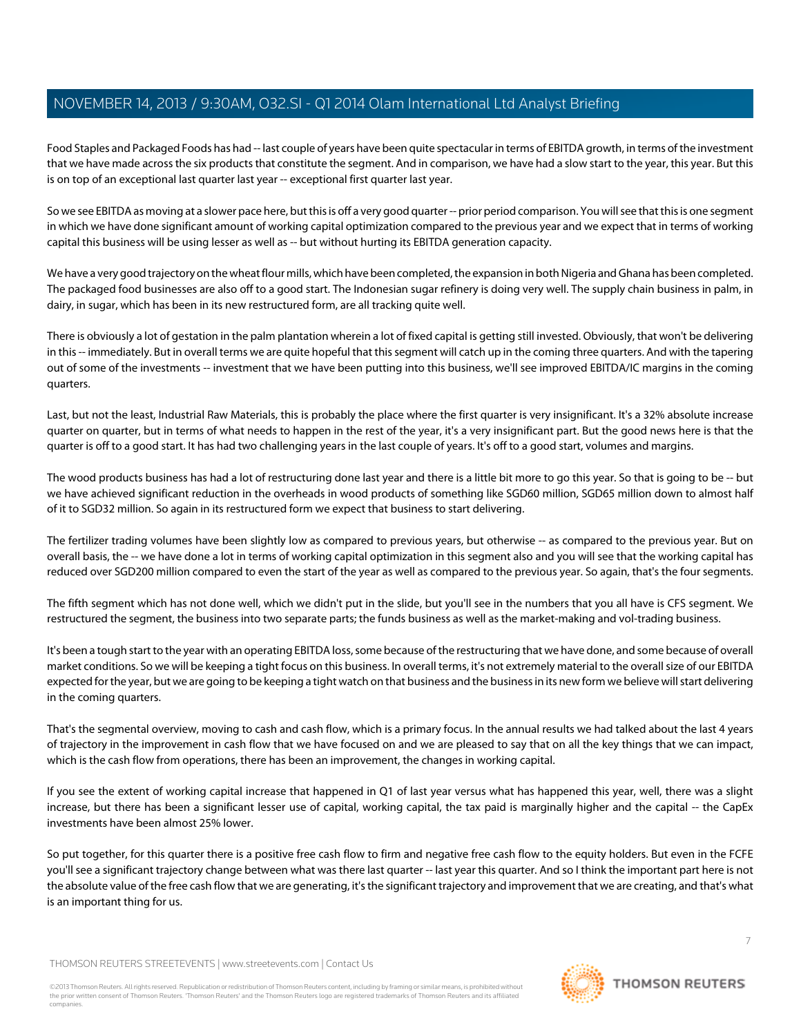Food Staples and Packaged Foods has had -- last couple of years have been quite spectacular in terms of EBITDA growth, in terms of the investment that we have made across the six products that constitute the segment. And in comparison, we have had a slow start to the year, this year. But this is on top of an exceptional last quarter last year -- exceptional first quarter last year.

So we see EBITDA as moving at a slower pace here, but this is off a very good quarter -- prior period comparison. You will see that this is one segment in which we have done significant amount of working capital optimization compared to the previous year and we expect that in terms of working capital this business will be using lesser as well as -- but without hurting its EBITDA generation capacity.

We have a very good trajectory on the wheat flour mills, which have been completed, the expansion in both Nigeria and Ghana has been completed. The packaged food businesses are also off to a good start. The Indonesian sugar refinery is doing very well. The supply chain business in palm, in dairy, in sugar, which has been in its new restructured form, are all tracking quite well.

There is obviously a lot of gestation in the palm plantation wherein a lot of fixed capital is getting still invested. Obviously, that won't be delivering in this -- immediately. But in overall terms we are quite hopeful that this segment will catch up in the coming three quarters. And with the tapering out of some of the investments -- investment that we have been putting into this business, we'll see improved EBITDA/IC margins in the coming quarters.

Last, but not the least, Industrial Raw Materials, this is probably the place where the first quarter is very insignificant. It's a 32% absolute increase quarter on quarter, but in terms of what needs to happen in the rest of the year, it's a very insignificant part. But the good news here is that the quarter is off to a good start. It has had two challenging years in the last couple of years. It's off to a good start, volumes and margins.

The wood products business has had a lot of restructuring done last year and there is a little bit more to go this year. So that is going to be -- but we have achieved significant reduction in the overheads in wood products of something like SGD60 million, SGD65 million down to almost half of it to SGD32 million. So again in its restructured form we expect that business to start delivering.

The fertilizer trading volumes have been slightly low as compared to previous years, but otherwise -- as compared to the previous year. But on overall basis, the -- we have done a lot in terms of working capital optimization in this segment also and you will see that the working capital has reduced over SGD200 million compared to even the start of the year as well as compared to the previous year. So again, that's the four segments.

The fifth segment which has not done well, which we didn't put in the slide, but you'll see in the numbers that you all have is CFS segment. We restructured the segment, the business into two separate parts; the funds business as well as the market-making and vol-trading business.

It's been a tough start to the year with an operating EBITDA loss, some because of the restructuring that we have done, and some because of overall market conditions. So we will be keeping a tight focus on this business. In overall terms, it's not extremely material to the overall size of our EBITDA expected for the year, but we are going to be keeping a tight watch on that business and the business in its new form we believe will start delivering in the coming quarters.

That's the segmental overview, moving to cash and cash flow, which is a primary focus. In the annual results we had talked about the last 4 years of trajectory in the improvement in cash flow that we have focused on and we are pleased to say that on all the key things that we can impact, which is the cash flow from operations, there has been an improvement, the changes in working capital.

If you see the extent of working capital increase that happened in Q1 of last year versus what has happened this year, well, there was a slight increase, but there has been a significant lesser use of capital, working capital, the tax paid is marginally higher and the capital -- the CapEx investments have been almost 25% lower.

So put together, for this quarter there is a positive free cash flow to firm and negative free cash flow to the equity holders. But even in the FCFE you'll see a significant trajectory change between what was there last quarter -- last year this quarter. And so I think the important part here is not the absolute value of the free cash flow that we are generating, it's the significant trajectory and improvement that we are creating, and that's what is an important thing for us.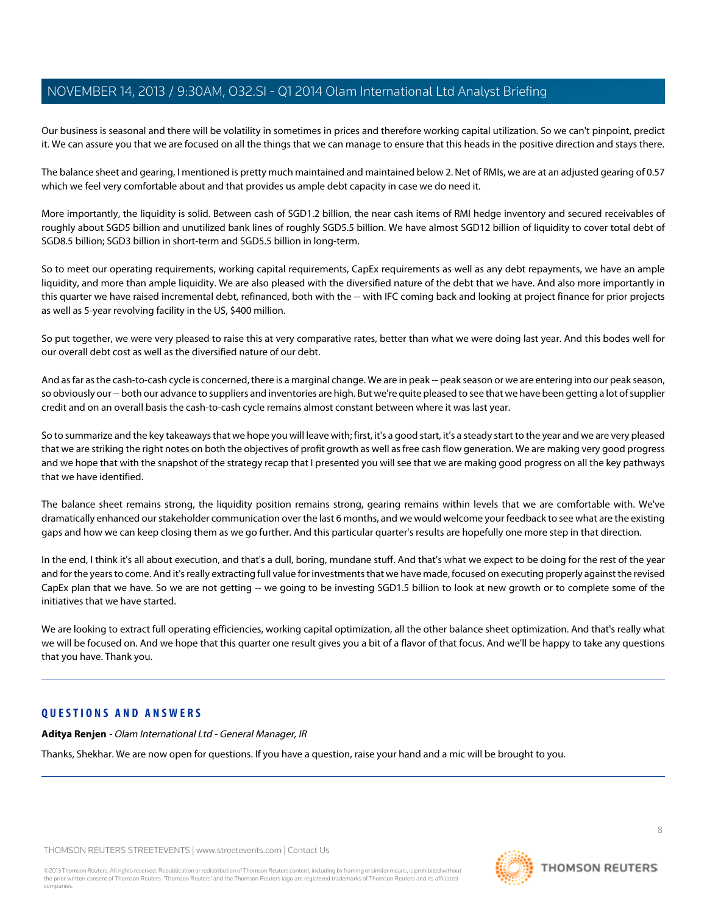Our business is seasonal and there will be volatility in sometimes in prices and therefore working capital utilization. So we can't pinpoint, predict it. We can assure you that we are focused on all the things that we can manage to ensure that this heads in the positive direction and stays there.

The balance sheet and gearing, I mentioned is pretty much maintained and maintained below 2. Net of RMIs, we are at an adjusted gearing of 0.57 which we feel very comfortable about and that provides us ample debt capacity in case we do need it.

More importantly, the liquidity is solid. Between cash of SGD1.2 billion, the near cash items of RMI hedge inventory and secured receivables of roughly about SGD5 billion and unutilized bank lines of roughly SGD5.5 billion. We have almost SGD12 billion of liquidity to cover total debt of SGD8.5 billion; SGD3 billion in short-term and SGD5.5 billion in long-term.

So to meet our operating requirements, working capital requirements, CapEx requirements as well as any debt repayments, we have an ample liquidity, and more than ample liquidity. We are also pleased with the diversified nature of the debt that we have. And also more importantly in this quarter we have raised incremental debt, refinanced, both with the -- with IFC coming back and looking at project finance for prior projects as well as 5-year revolving facility in the US, $400 million.

So put together, we were very pleased to raise this at very comparative rates, better than what we were doing last year. And this bodes well for our overall debt cost as well as the diversified nature of our debt.

And as far as the cash-to-cash cycle is concerned, there is a marginal change. We are in peak -- peak season or we are entering into our peak season, so obviously our -- both our advance to suppliers and inventories are high. But we're quite pleased to see that we have been getting a lot of supplier credit and on an overall basis the cash-to-cash cycle remains almost constant between where it was last year.

So to summarize and the key takeaways that we hope you will leave with; first, it's a good start, it's a steady start to the year and we are very pleased that we are striking the right notes on both the objectives of profit growth as well as free cash flow generation. We are making very good progress and we hope that with the snapshot of the strategy recap that I presented you will see that we are making good progress on all the key pathways that we have identified.

The balance sheet remains strong, the liquidity position remains strong, gearing remains within levels that we are comfortable with. We've dramatically enhanced our stakeholder communication over the last 6 months, and we would welcome your feedback to see what are the existing gaps and how we can keep closing them as we go further. And this particular quarter's results are hopefully one more step in that direction.

In the end, I think it's all about execution, and that's a dull, boring, mundane stuff. And that's what we expect to be doing for the rest of the year and for the years to come. And it's really extracting full value for investments that we have made, focused on executing properly against the revised CapEx plan that we have. So we are not getting -- we going to be investing SGD1.5 billion to look at new growth or to complete some of the initiatives that we have started.

We are looking to extract full operating efficiencies, working capital optimization, all the other balance sheet optimization. And that's really what we will be focused on. And we hope that this quarter one result gives you a bit of a flavor of that focus. And we'll be happy to take any questions that you have. Thank you.

## QUESTIONS AND ANSWERS

**Aditya Renjen** - *Olam International Ltd - General Manager, IR*

Thanks, Shekhar. We are now open for questions. If you have a question, raise your hand and a mic will be brought to you.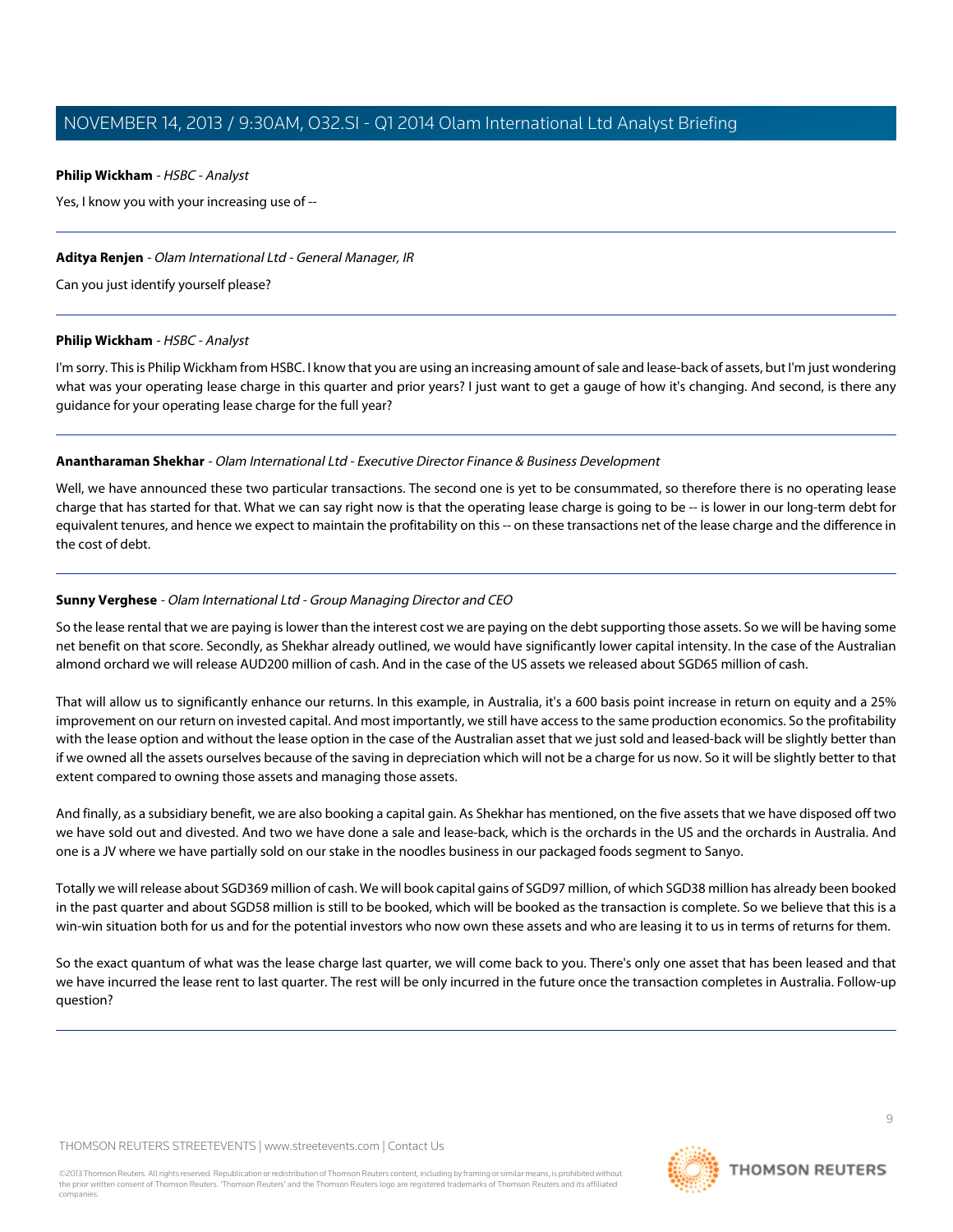**Philip Wickham** - *HSBC - Analyst*

Yes, I know you with your increasing use of --

---

**Aditya Renjen** - *Olam International Ltd - General Manager, IR*

Can you just identify yourself please?

---

**Philip Wickham** - *HSBC - Analyst*

I'm sorry. This is Philip Wickham from HSBC. I know that you are using an increasing amount of sale and lease-back of assets, but I'm just wondering what was your operating lease charge in this quarter and prior years? I just want to get a gauge of how it's changing. And second, is there any guidance for your operating lease charge for the full year?

---

**Anantharaman Shekhar** - *Olam International Ltd - Executive Director Finance & Business Development*

Well, we have announced these two particular transactions. The second one is yet to be consummated, so therefore there is no operating lease charge that has started for that. What we can say right now is that the operating lease charge is going to be -- is lower in our long-term debt for equivalent tenures, and hence we expect to maintain the profitability on this -- on these transactions net of the lease charge and the difference in the cost of debt.

---

**Sunny Verghese** - *Olam International Ltd - Group Managing Director and CEO*

So the lease rental that we are paying is lower than the interest cost we are paying on the debt supporting those assets. So we will be having some net benefit on that score. Secondly, as Shekhar already outlined, we would have significantly lower capital intensity. In the case of the Australian almond orchard we will release AUD200 million of cash. And in the case of the US assets we released about SGD65 million of cash.

That will allow us to significantly enhance our returns. In this example, in Australia, it's a 600 basis point increase in return on equity and a 25% improvement on our return on invested capital. And most importantly, we still have access to the same production economics. So the profitability with the lease option and without the lease option in the case of the Australian asset that we just sold and leased-back will be slightly better than if we owned all the assets ourselves because of the saving in depreciation which will not be a charge for us now. So it will be slightly better to that extent compared to owning those assets and managing those assets.

And finally, as a subsidiary benefit, we are also booking a capital gain. As Shekhar has mentioned, on the five assets that we have disposed off two we have sold out and divested. And two we have done a sale and lease-back, which is the orchards in the US and the orchards in Australia. And one is a JV where we have partially sold on our stake in the noodles business in our packaged foods segment to Sanyo.

Totally we will release about SGD369 million of cash. We will book capital gains of SGD97 million, of which SGD38 million has already been booked in the past quarter and about SGD58 million is still to be booked, which will be booked as the transaction is complete. So we believe that this is a win-win situation both for us and for the potential investors who now own these assets and who are leasing it to us in terms of returns for them.

So the exact quantum of what was the lease charge last quarter, we will come back to you. There's only one asset that has been leased and that we have incurred the lease rent to last quarter. The rest will be only incurred in the future once the transaction completes in Australia. Follow-up question?

---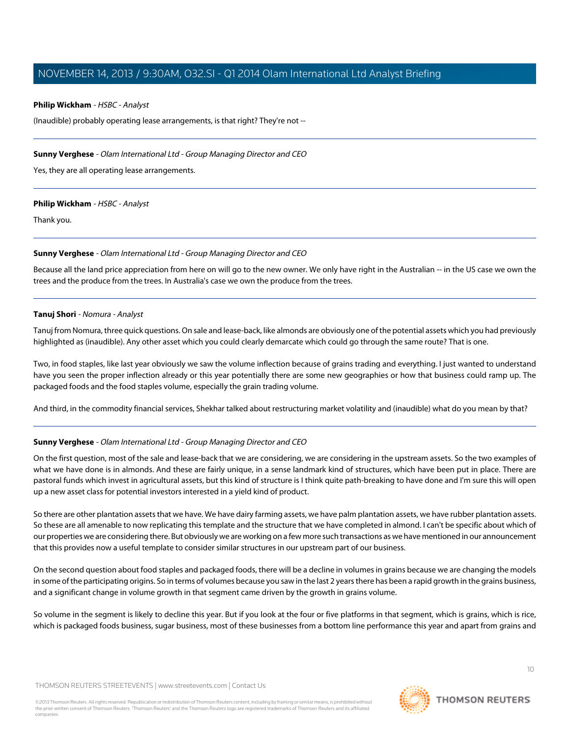**Philip Wickham** - *HSBC - Analyst*

(Inaudible) probably operating lease arrangements, is that right? They're not --

---

**Sunny Verghese** - *Olam International Ltd - Group Managing Director and CEO*

Yes, they are all operating lease arrangements.

---

**Philip Wickham** - *HSBC - Analyst*

Thank you.

---

**Sunny Verghese** - *Olam International Ltd - Group Managing Director and CEO*

Because all the land price appreciation from here on will go to the new owner. We only have right in the Australian -- in the US case we own the trees and the produce from the trees. In Australia's case we own the produce from the trees.

---

**Tanuj Shori** - *Nomura - Analyst*

Tanuj from Nomura, three quick questions. On sale and lease-back, like almonds are obviously one of the potential assets which you had previously highlighted as (inaudible). Any other asset which you could clearly demarcate which could go through the same route? That is one.

Two, in food staples, like last year obviously we saw the volume inflection because of grains trading and everything. I just wanted to understand have you seen the proper inflection already or this year potentially there are some new geographies or how that business could ramp up. The packaged foods and the food staples volume, especially the grain trading volume.

And third, in the commodity financial services, Shekhar talked about restructuring market volatility and (inaudible) what do you mean by that?

---

**Sunny Verghese** - *Olam International Ltd - Group Managing Director and CEO*

On the first question, most of the sale and lease-back that we are considering, we are considering in the upstream assets. So the two examples of what we have done is in almonds. And these are fairly unique, in a sense landmark kind of structures, which have been put in place. There are pastoral funds which invest in agricultural assets, but this kind of structure is I think quite path-breaking to have done and I'm sure this will open up a new asset class for potential investors interested in a yield kind of product.

So there are other plantation assets that we have. We have dairy farming assets, we have palm plantation assets, we have rubber plantation assets. So these are all amenable to now replicating this template and the structure that we have completed in almond. I can't be specific about which of our properties we are considering there. But obviously we are working on a few more such transactions as we have mentioned in our announcement that this provides now a useful template to consider similar structures in our upstream part of our business.

On the second question about food staples and packaged foods, there will be a decline in volumes in grains because we are changing the models in some of the participating origins. So in terms of volumes because you saw in the last 2 years there has been a rapid growth in the grains business, and a significant change in volume growth in that segment came driven by the growth in grains volume.

So volume in the segment is likely to decline this year. But if you look at the four or five platforms in that segment, which is grains, which is rice, which is packaged foods business, sugar business, most of these businesses from a bottom line performance this year and apart from grains and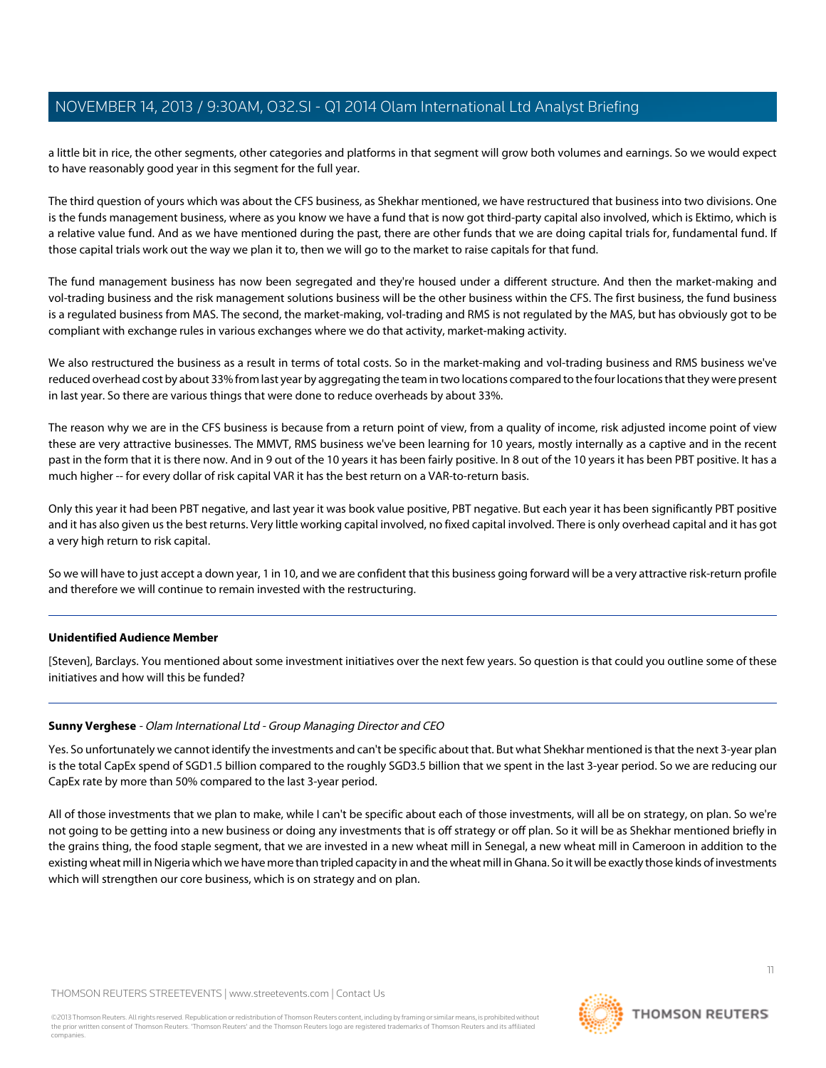a little bit in rice, the other segments, other categories and platforms in that segment will grow both volumes and earnings. So we would expect to have reasonably good year in this segment for the full year.

The third question of yours which was about the CFS business, as Shekhar mentioned, we have restructured that business into two divisions. One is the funds management business, where as you know we have a fund that is now got third-party capital also involved, which is Ektimo, which is a relative value fund. And as we have mentioned during the past, there are other funds that we are doing capital trials for, fundamental fund. If those capital trials work out the way we plan it to, then we will go to the market to raise capitals for that fund.

The fund management business has now been segregated and they're housed under a different structure. And then the market-making and vol-trading business and the risk management solutions business will be the other business within the CFS. The first business, the fund business is a regulated business from MAS. The second, the market-making, vol-trading and RMS is not regulated by the MAS, but has obviously got to be compliant with exchange rules in various exchanges where we do that activity, market-making activity.

We also restructured the business as a result in terms of total costs. So in the market-making and vol-trading business and RMS business we've reduced overhead cost by about 33% from last year by aggregating the team in two locations compared to the four locations that they were present in last year. So there are various things that were done to reduce overheads by about 33%.

The reason why we are in the CFS business is because from a return point of view, from a quality of income, risk adjusted income point of view these are very attractive businesses. The MMVT, RMS business we've been learning for 10 years, mostly internally as a captive and in the recent past in the form that it is there now. And in 9 out of the 10 years it has been fairly positive. In 8 out of the 10 years it has been PBT positive. It has a much higher -- for every dollar of risk capital VAR it has the best return on a VAR-to-return basis.

Only this year it had been PBT negative, and last year it was book value positive, PBT negative. But each year it has been significantly PBT positive and it has also given us the best returns. Very little working capital involved, no fixed capital involved. There is only overhead capital and it has got a very high return to risk capital.

So we will have to just accept a down year, 1 in 10, and we are confident that this business going forward will be a very attractive risk-return profile and therefore we will continue to remain invested with the restructuring.

---

**Unidentified Audience Member**

[Steven], Barclays. You mentioned about some investment initiatives over the next few years. So question is that could you outline some of these initiatives and how will this be funded?

---

**Sunny Verghese** - *Olam International Ltd - Group Managing Director and CEO*

Yes. So unfortunately we cannot identify the investments and can't be specific about that. But what Shekhar mentioned is that the next 3-year plan is the total CapEx spend of SGD1.5 billion compared to the roughly SGD3.5 billion that we spent in the last 3-year period. So we are reducing our CapEx rate by more than 50% compared to the last 3-year period.

All of those investments that we plan to make, while I can't be specific about each of those investments, will all be on strategy, on plan. So we're not going to be getting into a new business or doing any investments that is off strategy or off plan. So it will be as Shekhar mentioned briefly in the grains thing, the food staple segment, that we are invested in a new wheat mill in Senegal, a new wheat mill in Cameroon in addition to the existing wheat mill in Nigeria which we have more than tripled capacity in and the wheat mill in Ghana. So it will be exactly those kinds of investments which will strengthen our core business, which is on strategy and on plan.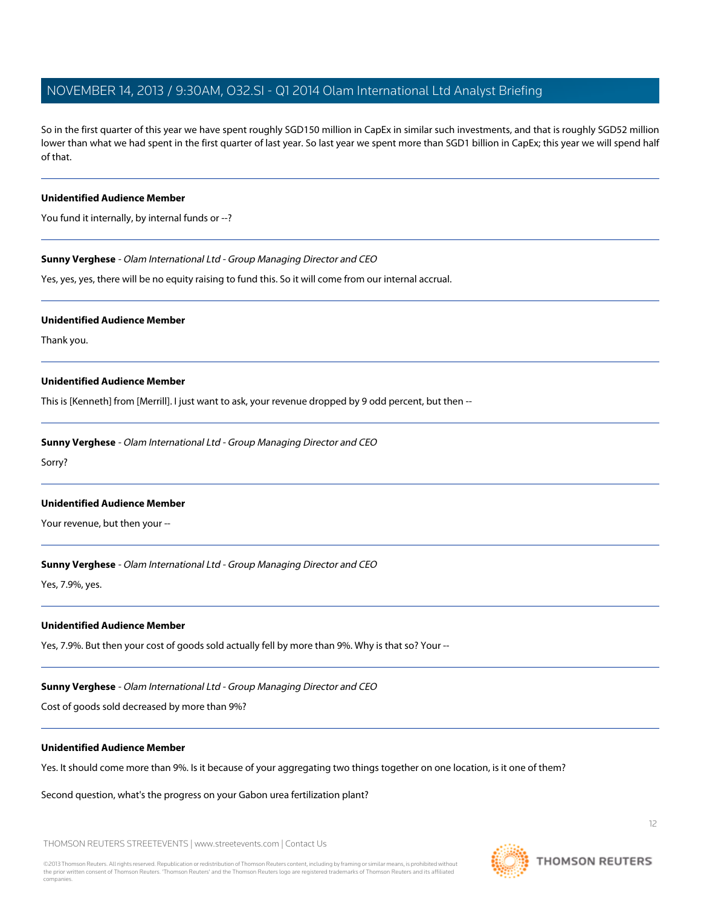So in the first quarter of this year we have spent roughly SGD150 million in CapEx in similar such investments, and that is roughly SGD52 million lower than what we had spent in the first quarter of last year. So last year we spent more than SGD1 billion in CapEx; this year we will spend half of that.

---

**Unidentified Audience Member**

You fund it internally, by internal funds or --?

---

**Sunny Verghese** - *Olam International Ltd - Group Managing Director and CEO*

Yes, yes, yes, there will be no equity raising to fund this. So it will come from our internal accrual.

---

**Unidentified Audience Member**

Thank you.

---

**Unidentified Audience Member**

This is [Kenneth] from [Merrill]. I just want to ask, your revenue dropped by 9 odd percent, but then --

---

**Sunny Verghese** - *Olam International Ltd - Group Managing Director and CEO*

Sorry?

---

**Unidentified Audience Member**

Your revenue, but then your --

---

**Sunny Verghese** - *Olam International Ltd - Group Managing Director and CEO*

Yes, 7.9%, yes.

---

**Unidentified Audience Member**

Yes, 7.9%. But then your cost of goods sold actually fell by more than 9%. Why is that so? Your --

---

**Sunny Verghese** - *Olam International Ltd - Group Managing Director and CEO*

Cost of goods sold decreased by more than 9%?

---

**Unidentified Audience Member**

Yes. It should come more than 9%. Is it because of your aggregating two things together on one location, is it one of them?

Second question, what's the progress on your Gabon urea fertilization plant?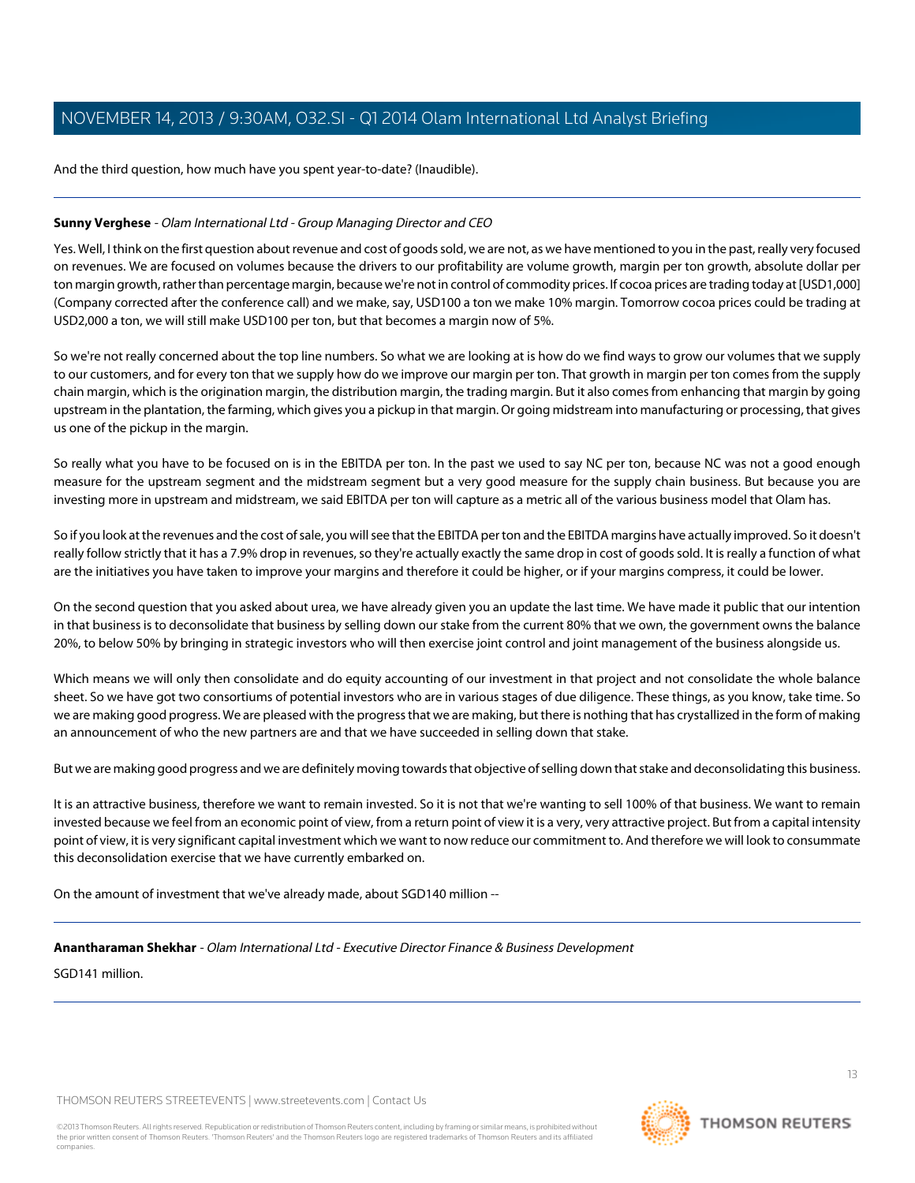And the third question, how much have you spent year-to-date? (Inaudible).

---

**Sunny Verghese** - *Olam International Ltd - Group Managing Director and CEO*

Yes. Well, I think on the first question about revenue and cost of goods sold, we are not, as we have mentioned to you in the past, really very focused on revenues. We are focused on volumes because the drivers to our profitability are volume growth, margin per ton growth, absolute dollar per ton margin growth, rather than percentage margin, because we're not in control of commodity prices. If cocoa prices are trading today at [USD1,000] (Company corrected after the conference call) and we make, say, USD100 a ton we make 10% margin. Tomorrow cocoa prices could be trading at USD2,000 a ton, we will still make USD100 per ton, but that becomes a margin now of 5%.

So we're not really concerned about the top line numbers. So what we are looking at is how do we find ways to grow our volumes that we supply to our customers, and for every ton that we supply how do we improve our margin per ton. That growth in margin per ton comes from the supply chain margin, which is the origination margin, the distribution margin, the trading margin. But it also comes from enhancing that margin by going upstream in the plantation, the farming, which gives you a pickup in that margin. Or going midstream into manufacturing or processing, that gives us one of the pickup in the margin.

So really what you have to be focused on is in the EBITDA per ton. In the past we used to say NC per ton, because NC was not a good enough measure for the upstream segment and the midstream segment but a very good measure for the supply chain business. But because you are investing more in upstream and midstream, we said EBITDA per ton will capture as a metric all of the various business model that Olam has.

So if you look at the revenues and the cost of sale, you will see that the EBITDA per ton and the EBITDA margins have actually improved. So it doesn't really follow strictly that it has a 7.9% drop in revenues, so they're actually exactly the same drop in cost of goods sold. It is really a function of what are the initiatives you have taken to improve your margins and therefore it could be higher, or if your margins compress, it could be lower.

On the second question that you asked about urea, we have already given you an update the last time. We have made it public that our intention in that business is to deconsolidate that business by selling down our stake from the current 80% that we own, the government owns the balance 20%, to below 50% by bringing in strategic investors who will then exercise joint control and joint management of the business alongside us.

Which means we will only then consolidate and do equity accounting of our investment in that project and not consolidate the whole balance sheet. So we have got two consortiums of potential investors who are in various stages of due diligence. These things, as you know, take time. So we are making good progress. We are pleased with the progress that we are making, but there is nothing that has crystallized in the form of making an announcement of who the new partners are and that we have succeeded in selling down that stake.

But we are making good progress and we are definitely moving towards that objective of selling down that stake and deconsolidating this business.

It is an attractive business, therefore we want to remain invested. So it is not that we're wanting to sell 100% of that business. We want to remain invested because we feel from an economic point of view, from a return point of view it is a very, very attractive project. But from a capital intensity point of view, it is very significant capital investment which we want to now reduce our commitment to. And therefore we will look to consummate this deconsolidation exercise that we have currently embarked on.

On the amount of investment that we've already made, about SGD140 million --

---

**Anantharaman Shekhar** - *Olam International Ltd - Executive Director Finance & Business Development*

SGD141 million.

---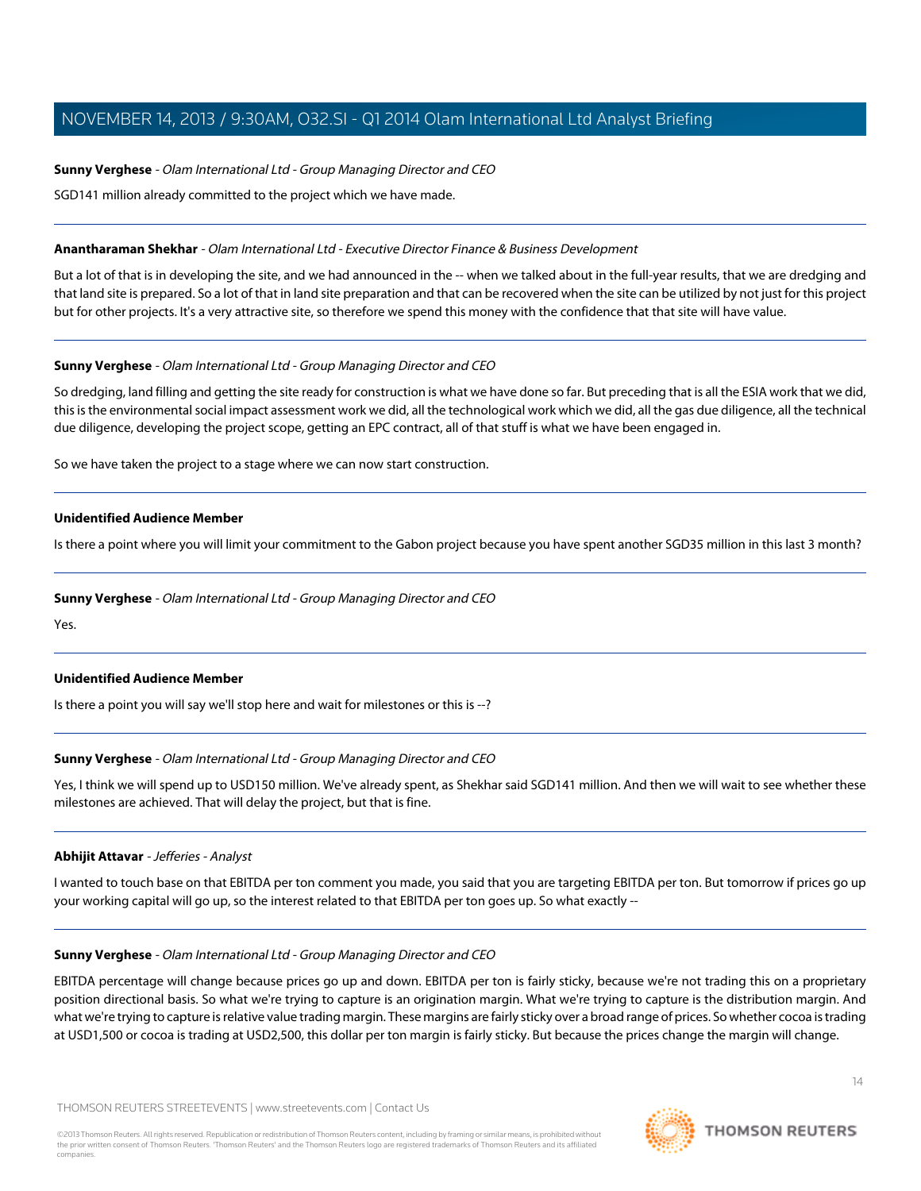**Sunny Verghese** - *Olam International Ltd - Group Managing Director and CEO*

SGD141 million already committed to the project which we have made.

---

**Anantharaman Shekhar** - *Olam International Ltd - Executive Director Finance & Business Development*

But a lot of that is in developing the site, and we had announced in the -- when we talked about in the full-year results, that we are dredging and that land site is prepared. So a lot of that in land site preparation and that can be recovered when the site can be utilized by not just for this project but for other projects. It's a very attractive site, so therefore we spend this money with the confidence that that site will have value.

---

**Sunny Verghese** - *Olam International Ltd - Group Managing Director and CEO*

So dredging, land filling and getting the site ready for construction is what we have done so far. But preceding that is all the ESIA work that we did, this is the environmental social impact assessment work we did, all the technological work which we did, all the gas due diligence, all the technical due diligence, developing the project scope, getting an EPC contract, all of that stuff is what we have been engaged in.

So we have taken the project to a stage where we can now start construction.

---

**Unidentified Audience Member**

Is there a point where you will limit your commitment to the Gabon project because you have spent another SGD35 million in this last 3 month?

---

**Sunny Verghese** - *Olam International Ltd - Group Managing Director and CEO*

Yes.

---

**Unidentified Audience Member**

Is there a point you will say we'll stop here and wait for milestones or this is --?

---

**Sunny Verghese** - *Olam International Ltd - Group Managing Director and CEO*

Yes, I think we will spend up to USD150 million. We've already spent, as Shekhar said SGD141 million. And then we will wait to see whether these milestones are achieved. That will delay the project, but that is fine.

---

**Abhijit Attavar** - *Jefferies - Analyst*

I wanted to touch base on that EBITDA per ton comment you made, you said that you are targeting EBITDA per ton. But tomorrow if prices go up your working capital will go up, so the interest related to that EBITDA per ton goes up. So what exactly --

---

**Sunny Verghese** - *Olam International Ltd - Group Managing Director and CEO*

EBITDA percentage will change because prices go up and down. EBITDA per ton is fairly sticky, because we're not trading this on a proprietary position directional basis. So what we're trying to capture is an origination margin. What we're trying to capture is the distribution margin. And what we're trying to capture is relative value trading margin. These margins are fairly sticky over a broad range of prices. So whether cocoa is trading at USD1,500 or cocoa is trading at USD2,500, this dollar per ton margin is fairly sticky. But because the prices change the margin will change.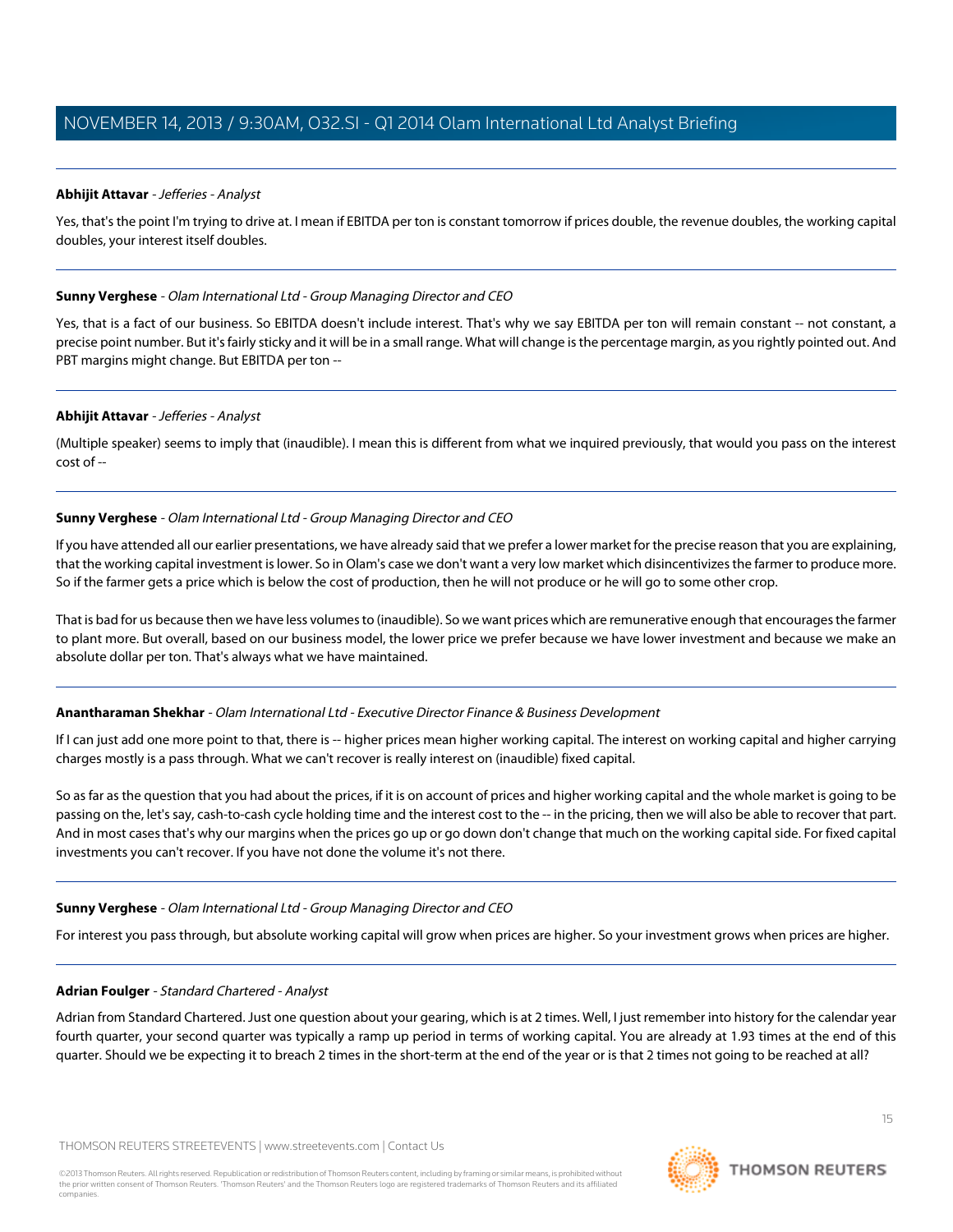**Abhijit Attavar** - *Jefferies - Analyst*

Yes, that's the point I'm trying to drive at. I mean if EBITDA per ton is constant tomorrow if prices double, the revenue doubles, the working capital doubles, your interest itself doubles.

---

**Sunny Verghese** - *Olam International Ltd - Group Managing Director and CEO*

Yes, that is a fact of our business. So EBITDA doesn't include interest. That's why we say EBITDA per ton will remain constant -- not constant, a precise point number. But it's fairly sticky and it will be in a small range. What will change is the percentage margin, as you rightly pointed out. And PBT margins might change. But EBITDA per ton --

---

**Abhijit Attavar** - *Jefferies - Analyst*

(Multiple speaker) seems to imply that (inaudible). I mean this is different from what we inquired previously, that would you pass on the interest cost of --

---

**Sunny Verghese** - *Olam International Ltd - Group Managing Director and CEO*

If you have attended all our earlier presentations, we have already said that we prefer a lower market for the precise reason that you are explaining, that the working capital investment is lower. So in Olam's case we don't want a very low market which disincentivizes the farmer to produce more. So if the farmer gets a price which is below the cost of production, then he will not produce or he will go to some other crop.

That is bad for us because then we have less volumes to (inaudible). So we want prices which are remunerative enough that encourages the farmer to plant more. But overall, based on our business model, the lower price we prefer because we have lower investment and because we make an absolute dollar per ton. That's always what we have maintained.

---

**Anantharaman Shekhar** - *Olam International Ltd - Executive Director Finance & Business Development*

If I can just add one more point to that, there is -- higher prices mean higher working capital. The interest on working capital and higher carrying charges mostly is a pass through. What we can't recover is really interest on (inaudible) fixed capital.

So as far as the question that you had about the prices, if it is on account of prices and higher working capital and the whole market is going to be passing on the, let's say, cash-to-cash cycle holding time and the interest cost to the -- in the pricing, then we will also be able to recover that part. And in most cases that's why our margins when the prices go up or go down don't change that much on the working capital side. For fixed capital investments you can't recover. If you have not done the volume it's not there.

---

**Sunny Verghese** - *Olam International Ltd - Group Managing Director and CEO*

For interest you pass through, but absolute working capital will grow when prices are higher. So your investment grows when prices are higher.

---

**Adrian Foulger** - *Standard Chartered - Analyst*

Adrian from Standard Chartered. Just one question about your gearing, which is at 2 times. Well, I just remember into history for the calendar year fourth quarter, your second quarter was typically a ramp up period in terms of working capital. You are already at 1.93 times at the end of this quarter. Should we be expecting it to breach 2 times in the short-term at the end of the year or is that 2 times not going to be reached at all?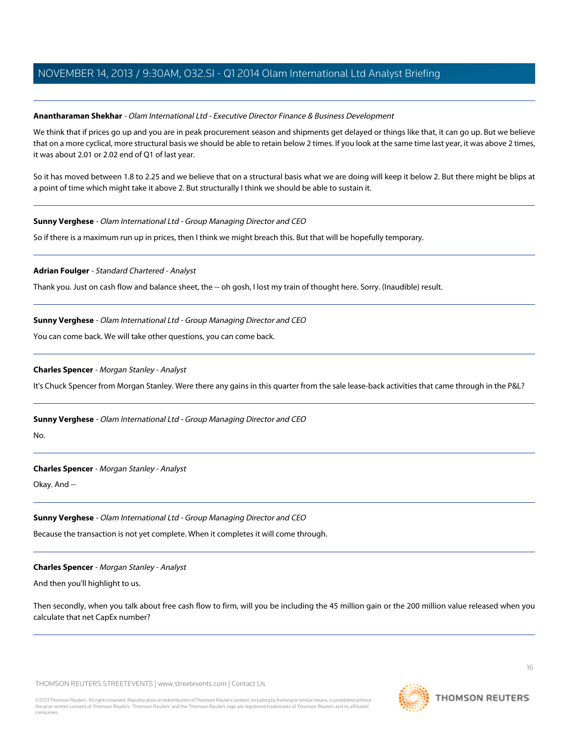**Anantharaman Shekhar** - *Olam International Ltd - Executive Director Finance & Business Development*

We think that if prices go up and you are in peak procurement season and shipments get delayed or things like that, it can go up. But we believe that on a more cyclical, more structural basis we should be able to retain below 2 times. If you look at the same time last year, it was above 2 times, it was about 2.01 or 2.02 end of Q1 of last year.

So it has moved between 1.8 to 2.25 and we believe that on a structural basis what we are doing will keep it below 2. But there might be blips at a point of time which might take it above 2. But structurally I think we should be able to sustain it.

---

**Sunny Verghese** - *Olam International Ltd - Group Managing Director and CEO*

So if there is a maximum run up in prices, then I think we might breach this. But that will be hopefully temporary.

---

**Adrian Foulger** - *Standard Chartered - Analyst*

Thank you. Just on cash flow and balance sheet, the -- oh gosh, I lost my train of thought here. Sorry. (Inaudible) result.

---

**Sunny Verghese** - *Olam International Ltd - Group Managing Director and CEO*

You can come back. We will take other questions, you can come back.

---

**Charles Spencer** - *Morgan Stanley - Analyst*

It's Chuck Spencer from Morgan Stanley. Were there any gains in this quarter from the sale lease-back activities that came through in the P&L?

---

**Sunny Verghese** - *Olam International Ltd - Group Managing Director and CEO*

No.

---

**Charles Spencer** - *Morgan Stanley - Analyst*

Okay. And --

---

**Sunny Verghese** - *Olam International Ltd - Group Managing Director and CEO*

Because the transaction is not yet complete. When it completes it will come through.

---

**Charles Spencer** - *Morgan Stanley - Analyst*

And then you'll highlight to us.

Then secondly, when you talk about free cash flow to firm, will you be including the 45 million gain or the 200 million value released when you calculate that net CapEx number?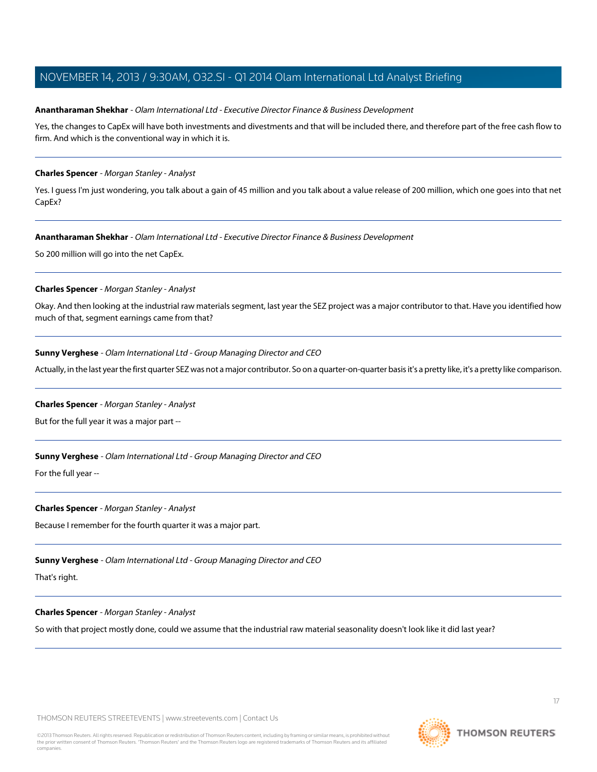**Anantharaman Shekhar** - *Olam International Ltd - Executive Director Finance & Business Development*

Yes, the changes to CapEx will have both investments and divestments and that will be included there, and therefore part of the free cash flow to firm. And which is the conventional way in which it is.

---

**Charles Spencer** - *Morgan Stanley - Analyst*

Yes. I guess I'm just wondering, you talk about a gain of 45 million and you talk about a value release of 200 million, which one goes into that net CapEx?

---

**Anantharaman Shekhar** - *Olam International Ltd - Executive Director Finance & Business Development*

So 200 million will go into the net CapEx.

---

**Charles Spencer** - *Morgan Stanley - Analyst*

Okay. And then looking at the industrial raw materials segment, last year the SEZ project was a major contributor to that. Have you identified how much of that, segment earnings came from that?

---

**Sunny Verghese** - *Olam International Ltd - Group Managing Director and CEO*

Actually, in the last year the first quarter SEZ was not a major contributor. So on a quarter-on-quarter basis it's a pretty like, it's a pretty like comparison.

---

**Charles Spencer** - *Morgan Stanley - Analyst*

But for the full year it was a major part --

---

**Sunny Verghese** - *Olam International Ltd - Group Managing Director and CEO*

For the full year --

---

**Charles Spencer** - *Morgan Stanley - Analyst*

Because I remember for the fourth quarter it was a major part.

---

**Sunny Verghese** - *Olam International Ltd - Group Managing Director and CEO*

That's right.

---

**Charles Spencer** - *Morgan Stanley - Analyst*

So with that project mostly done, could we assume that the industrial raw material seasonality doesn't look like it did last year?

---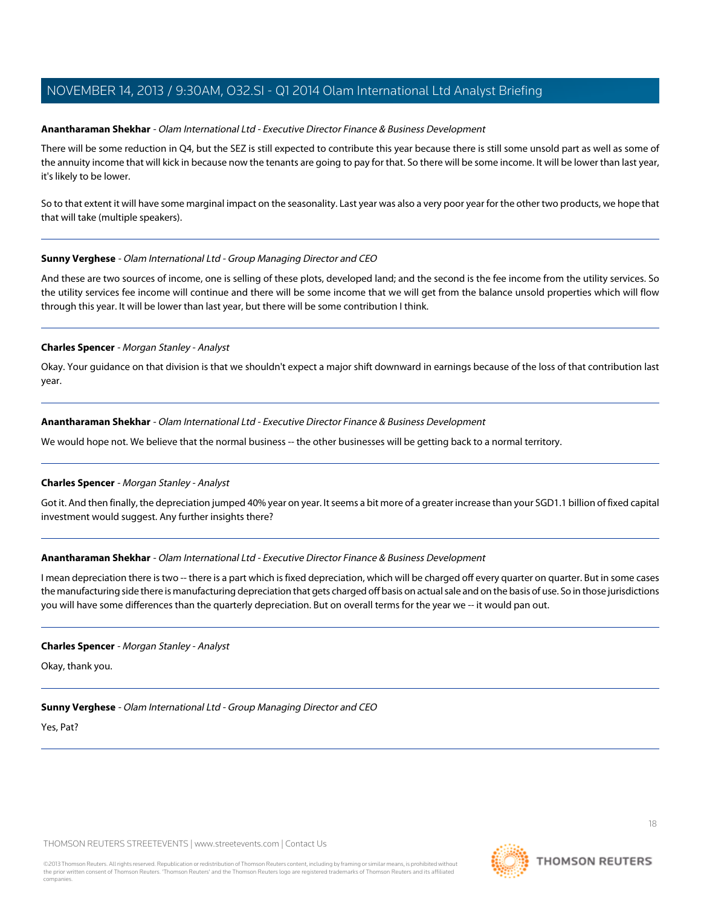**Anantharaman Shekhar** - *Olam International Ltd - Executive Director Finance & Business Development*

There will be some reduction in Q4, but the SEZ is still expected to contribute this year because there is still some unsold part as well as some of the annuity income that will kick in because now the tenants are going to pay for that. So there will be some income. It will be lower than last year, it's likely to be lower.

So to that extent it will have some marginal impact on the seasonality. Last year was also a very poor year for the other two products, we hope that that will take (multiple speakers).

---

**Sunny Verghese** - *Olam International Ltd - Group Managing Director and CEO*

And these are two sources of income, one is selling of these plots, developed land; and the second is the fee income from the utility services. So the utility services fee income will continue and there will be some income that we will get from the balance unsold properties which will flow through this year. It will be lower than last year, but there will be some contribution I think.

---

**Charles Spencer** - *Morgan Stanley - Analyst*

Okay. Your guidance on that division is that we shouldn't expect a major shift downward in earnings because of the loss of that contribution last year.

---

**Anantharaman Shekhar** - *Olam International Ltd - Executive Director Finance & Business Development*

We would hope not. We believe that the normal business -- the other businesses will be getting back to a normal territory.

---

**Charles Spencer** - *Morgan Stanley - Analyst*

Got it. And then finally, the depreciation jumped 40% year on year. It seems a bit more of a greater increase than your SGD1.1 billion of fixed capital investment would suggest. Any further insights there?

---

**Anantharaman Shekhar** - *Olam International Ltd - Executive Director Finance & Business Development*

I mean depreciation there is two -- there is a part which is fixed depreciation, which will be charged off every quarter on quarter. But in some cases the manufacturing side there is manufacturing depreciation that gets charged off basis on actual sale and on the basis of use. So in those jurisdictions you will have some differences than the quarterly depreciation. But on overall terms for the year we -- it would pan out.

---

**Charles Spencer** - *Morgan Stanley - Analyst*

Okay, thank you.

---

**Sunny Verghese** - *Olam International Ltd - Group Managing Director and CEO*

Yes, Pat?

---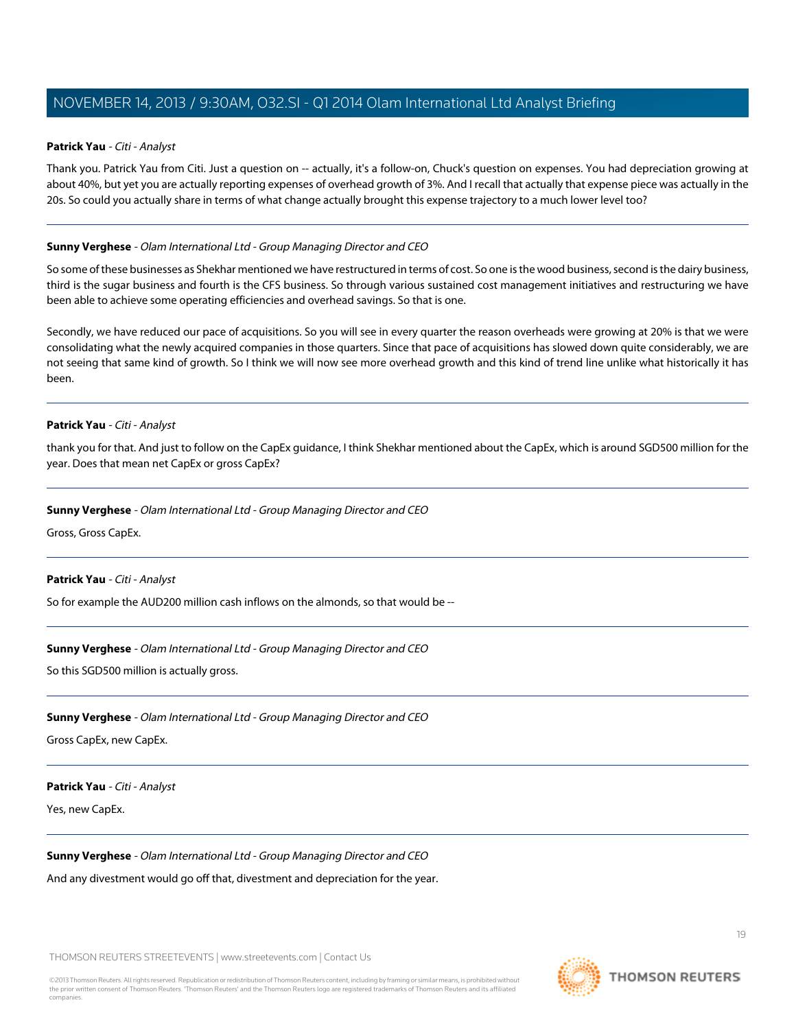**Patrick Yau** - *Citi - Analyst*

Thank you. Patrick Yau from Citi. Just a question on -- actually, it's a follow-on, Chuck's question on expenses. You had depreciation growing at about 40%, but yet you are actually reporting expenses of overhead growth of 3%. And I recall that actually that expense piece was actually in the 20s. So could you actually share in terms of what change actually brought this expense trajectory to a much lower level too?

---

**Sunny Verghese** - *Olam International Ltd - Group Managing Director and CEO*

So some of these businesses as Shekhar mentioned we have restructured in terms of cost. So one is the wood business, second is the dairy business, third is the sugar business and fourth is the CFS business. So through various sustained cost management initiatives and restructuring we have been able to achieve some operating efficiencies and overhead savings. So that is one.

Secondly, we have reduced our pace of acquisitions. So you will see in every quarter the reason overheads were growing at 20% is that we were consolidating what the newly acquired companies in those quarters. Since that pace of acquisitions has slowed down quite considerably, we are not seeing that same kind of growth. So I think we will now see more overhead growth and this kind of trend line unlike what historically it has been.

---

**Patrick Yau** - *Citi - Analyst*

thank you for that. And just to follow on the CapEx guidance, I think Shekhar mentioned about the CapEx, which is around SGD500 million for the year. Does that mean net CapEx or gross CapEx?

---

**Sunny Verghese** - *Olam International Ltd - Group Managing Director and CEO*

Gross, Gross CapEx.

---

**Patrick Yau** - *Citi - Analyst*

So for example the AUD200 million cash inflows on the almonds, so that would be --

---

**Sunny Verghese** - *Olam International Ltd - Group Managing Director and CEO*

So this SGD500 million is actually gross.

---

**Sunny Verghese** - *Olam International Ltd - Group Managing Director and CEO*

Gross CapEx, new CapEx.

---

**Patrick Yau** - *Citi - Analyst*

Yes, new CapEx.

---

**Sunny Verghese** - *Olam International Ltd - Group Managing Director and CEO*

And any divestment would go off that, divestment and depreciation for the year.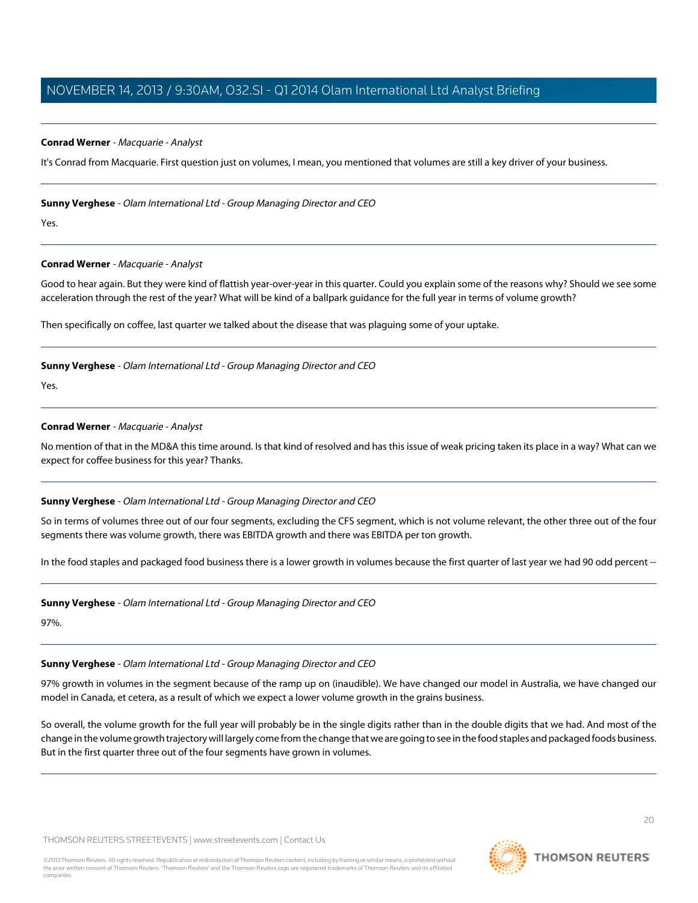**Conrad Werner** - *Macquarie - Analyst*

It's Conrad from Macquarie. First question just on volumes, I mean, you mentioned that volumes are still a key driver of your business.

---

**Sunny Verghese** - *Olam International Ltd - Group Managing Director and CEO*

Yes.

---

**Conrad Werner** - *Macquarie - Analyst*

Good to hear again. But they were kind of flattish year-over-year in this quarter. Could you explain some of the reasons why? Should we see some acceleration through the rest of the year? What will be kind of a ballpark guidance for the full year in terms of volume growth?

Then specifically on coffee, last quarter we talked about the disease that was plaguing some of your uptake.

---

**Sunny Verghese** - *Olam International Ltd - Group Managing Director and CEO*

Yes.

---

**Conrad Werner** - *Macquarie - Analyst*

No mention of that in the MD&A this time around. Is that kind of resolved and has this issue of weak pricing taken its place in a way? What can we expect for coffee business for this year? Thanks.

---

**Sunny Verghese** - *Olam International Ltd - Group Managing Director and CEO*

So in terms of volumes three out of our four segments, excluding the CFS segment, which is not volume relevant, the other three out of the four segments there was volume growth, there was EBITDA growth and there was EBITDA per ton growth.

In the food staples and packaged food business there is a lower growth in volumes because the first quarter of last year we had 90 odd percent --

---

**Sunny Verghese** - *Olam International Ltd - Group Managing Director and CEO*

97%.

---

**Sunny Verghese** - *Olam International Ltd - Group Managing Director and CEO*

97% growth in volumes in the segment because of the ramp up on (inaudible). We have changed our model in Australia, we have changed our model in Canada, et cetera, as a result of which we expect a lower volume growth in the grains business.

So overall, the volume growth for the full year will probably be in the single digits rather than in the double digits that we had. And most of the change in the volume growth trajectory will largely come from the change that we are going to see in the food staples and packaged foods business. But in the first quarter three out of the four segments have grown in volumes.

---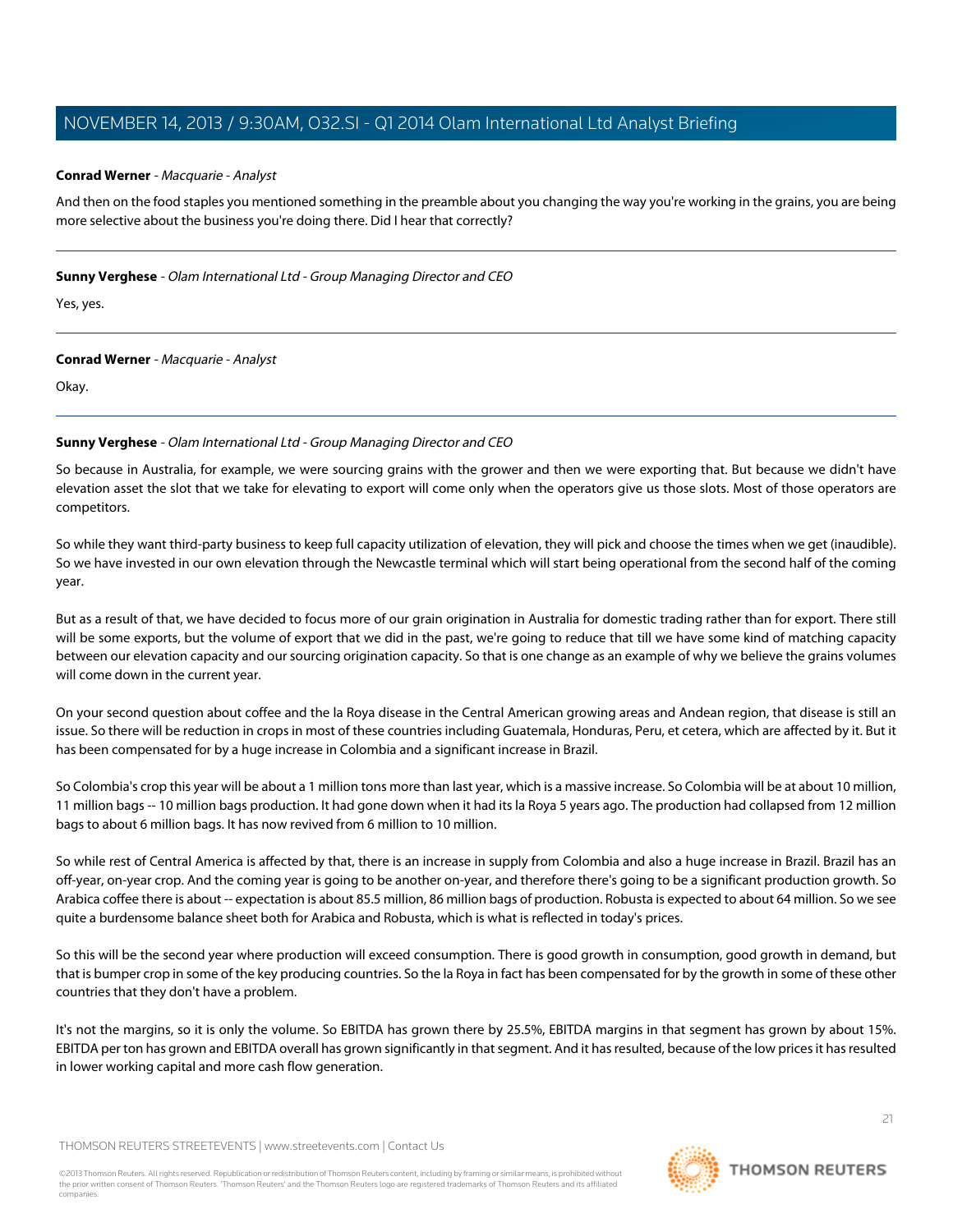**Conrad Werner** - *Macquarie - Analyst*

And then on the food staples you mentioned something in the preamble about you changing the way you're working in the grains, you are being more selective about the business you're doing there. Did I hear that correctly?

---

**Sunny Verghese** - *Olam International Ltd - Group Managing Director and CEO*

Yes, yes.

---

**Conrad Werner** - *Macquarie - Analyst*

Okay.

---

**Sunny Verghese** - *Olam International Ltd - Group Managing Director and CEO*

So because in Australia, for example, we were sourcing grains with the grower and then we were exporting that. But because we didn't have elevation asset the slot that we take for elevating to export will come only when the operators give us those slots. Most of those operators are competitors.

So while they want third-party business to keep full capacity utilization of elevation, they will pick and choose the times when we get (inaudible). So we have invested in our own elevation through the Newcastle terminal which will start being operational from the second half of the coming year.

But as a result of that, we have decided to focus more of our grain origination in Australia for domestic trading rather than for export. There still will be some exports, but the volume of export that we did in the past, we're going to reduce that till we have some kind of matching capacity between our elevation capacity and our sourcing origination capacity. So that is one change as an example of why we believe the grains volumes will come down in the current year.

On your second question about coffee and the la Roya disease in the Central American growing areas and Andean region, that disease is still an issue. So there will be reduction in crops in most of these countries including Guatemala, Honduras, Peru, et cetera, which are affected by it. But it has been compensated for by a huge increase in Colombia and a significant increase in Brazil.

So Colombia's crop this year will be about a 1 million tons more than last year, which is a massive increase. So Colombia will be at about 10 million, 11 million bags -- 10 million bags production. It had gone down when it had its la Roya 5 years ago. The production had collapsed from 12 million bags to about 6 million bags. It has now revived from 6 million to 10 million.

So while rest of Central America is affected by that, there is an increase in supply from Colombia and also a huge increase in Brazil. Brazil has an off-year, on-year crop. And the coming year is going to be another on-year, and therefore there's going to be a significant production growth. So Arabica coffee there is about -- expectation is about 85.5 million, 86 million bags of production. Robusta is expected to about 64 million. So we see quite a burdensome balance sheet both for Arabica and Robusta, which is what is reflected in today's prices.

So this will be the second year where production will exceed consumption. There is good growth in consumption, good growth in demand, but that is bumper crop in some of the key producing countries. So the la Roya in fact has been compensated for by the growth in some of these other countries that they don't have a problem.

It's not the margins, so it is only the volume. So EBITDA has grown there by 25.5%, EBITDA margins in that segment has grown by about 15%. EBITDA per ton has grown and EBITDA overall has grown significantly in that segment. And it has resulted, because of the low prices it has resulted in lower working capital and more cash flow generation.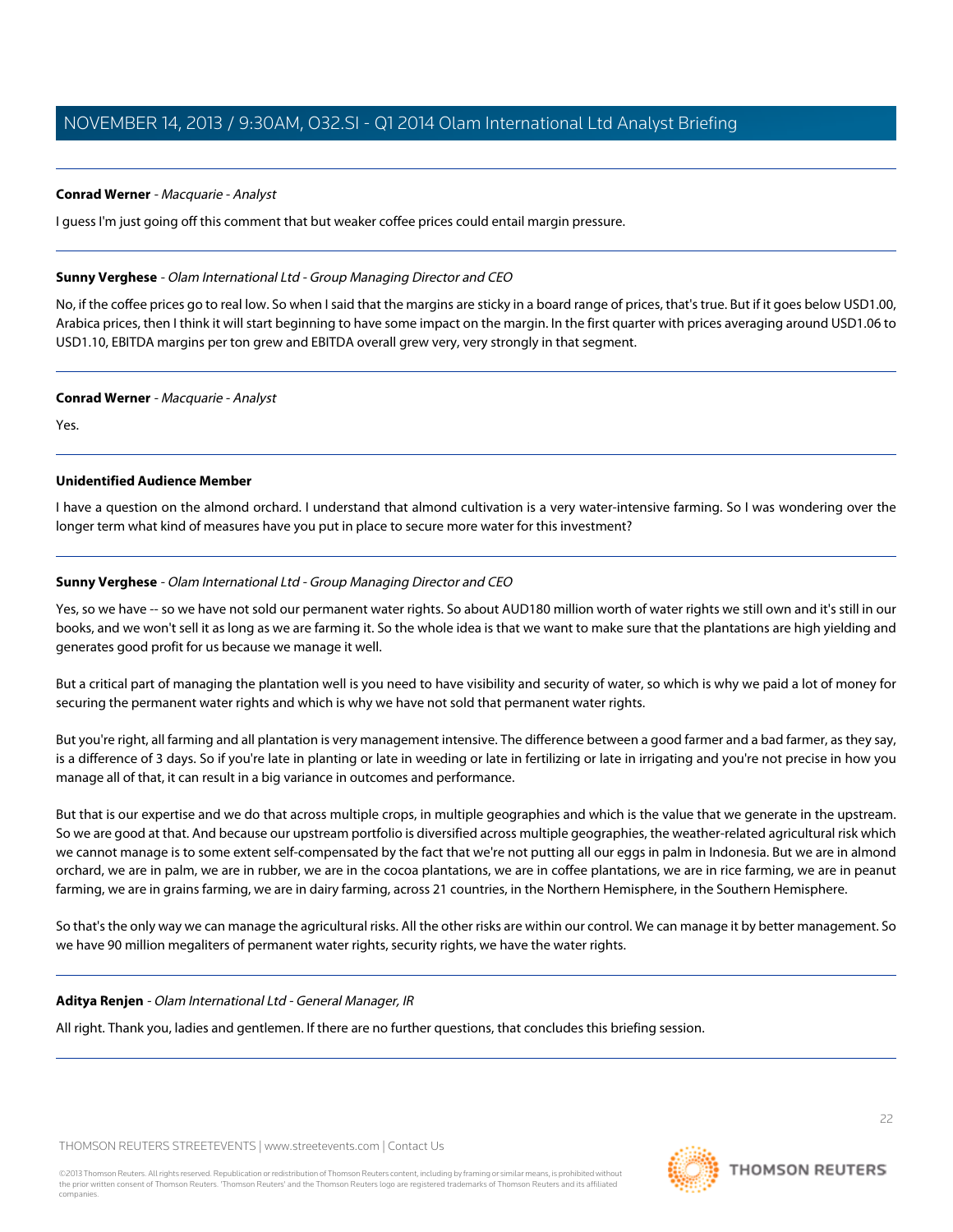**Conrad Werner** - *Macquarie - Analyst*

I guess I'm just going off this comment that but weaker coffee prices could entail margin pressure.

---

**Sunny Verghese** - *Olam International Ltd - Group Managing Director and CEO*

No, if the coffee prices go to real low. So when I said that the margins are sticky in a board range of prices, that's true. But if it goes below USD1.00, Arabica prices, then I think it will start beginning to have some impact on the margin. In the first quarter with prices averaging around USD1.06 to USD1.10, EBITDA margins per ton grew and EBITDA overall grew very, very strongly in that segment.

---

**Conrad Werner** - *Macquarie - Analyst*

Yes.

---

**Unidentified Audience Member**

I have a question on the almond orchard. I understand that almond cultivation is a very water-intensive farming. So I was wondering over the longer term what kind of measures have you put in place to secure more water for this investment?

---

**Sunny Verghese** - *Olam International Ltd - Group Managing Director and CEO*

Yes, so we have -- so we have not sold our permanent water rights. So about AUD180 million worth of water rights we still own and it's still in our books, and we won't sell it as long as we are farming it. So the whole idea is that we want to make sure that the plantations are high yielding and generates good profit for us because we manage it well.

But a critical part of managing the plantation well is you need to have visibility and security of water, so which is why we paid a lot of money for securing the permanent water rights and which is why we have not sold that permanent water rights.

But you're right, all farming and all plantation is very management intensive. The difference between a good farmer and a bad farmer, as they say, is a difference of 3 days. So if you're late in planting or late in weeding or late in fertilizing or late in irrigating and you're not precise in how you manage all of that, it can result in a big variance in outcomes and performance.

But that is our expertise and we do that across multiple crops, in multiple geographies and which is the value that we generate in the upstream. So we are good at that. And because our upstream portfolio is diversified across multiple geographies, the weather-related agricultural risk which we cannot manage is to some extent self-compensated by the fact that we're not putting all our eggs in palm in Indonesia. But we are in almond orchard, we are in palm, we are in rubber, we are in the cocoa plantations, we are in coffee plantations, we are in rice farming, we are in peanut farming, we are in grains farming, we are in dairy farming, across 21 countries, in the Northern Hemisphere, in the Southern Hemisphere.

So that's the only way we can manage the agricultural risks. All the other risks are within our control. We can manage it by better management. So we have 90 million megaliters of permanent water rights, security rights, we have the water rights.

---

**Aditya Renjen** - *Olam International Ltd - General Manager, IR*

All right. Thank you, ladies and gentlemen. If there are no further questions, that concludes this briefing session.

---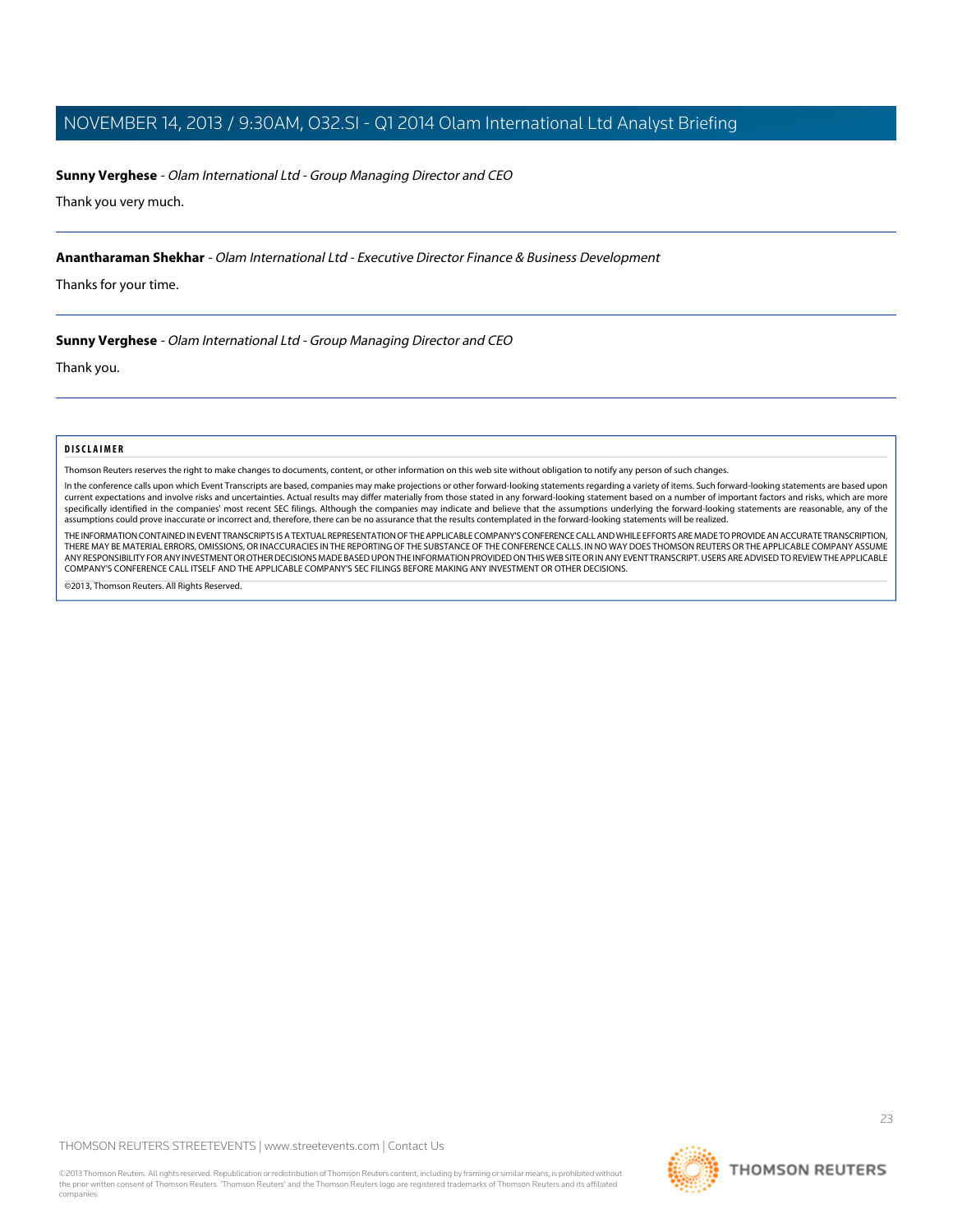**Sunny Verghese** - *Olam International Ltd - Group Managing Director and CEO*

Thank you very much.

---

**Anantharaman Shekhar** - *Olam International Ltd - Executive Director Finance & Business Development*

Thanks for your time.

---

**Sunny Verghese** - *Olam International Ltd - Group Managing Director and CEO*

Thank you.

---

**DISCLAIMER**

Thomson Reuters reserves the right to make changes to documents, content, or other information on this web site without obligation to notify any person of such changes.

In the conference calls upon which Event Transcripts are based, companies may make projections or other forward-looking statements regarding a variety of items. Such forward-looking statements are based upon current expectations and involve risks and uncertainties. Actual results may differ materially from those stated in any forward-looking statement based on a number of important factors and risks, which are more specifically identified in the companies' most recent SEC filings. Although the companies may indicate and believe that the assumptions underlying the forward-looking statements are reasonable, any of the assumptions could prove inaccurate or incorrect and, therefore, there can be no assurance that the results contemplated in the forward-looking statements will be realized.

THE INFORMATION CONTAINED IN EVENT TRANSCRIPTS IS A TEXTUAL REPRESENTATION OF THE APPLICABLE COMPANY'S CONFERENCE CALL AND WHILE EFFORTS ARE MADE TO PROVIDE AN ACCURATE TRANSCRIPTION, THERE MAY BE MATERIAL ERRORS, OMISSIONS, OR INACCURACIES IN THE REPORTING OF THE SUBSTANCE OF THE CONFERENCE CALLS. IN NO WAY DOES THOMSON REUTERS OR THE APPLICABLE COMPANY ASSUME ANY RESPONSIBILITY FOR ANY INVESTMENT OR OTHER DECISIONS MADE BASED UPON THE INFORMATION PROVIDED ON THIS WEB SITE OR IN ANY EVENT TRANSCRIPT. USERS ARE ADVISED TO REVIEW THE APPLICABLE COMPANY'S CONFERENCE CALL ITSELF AND THE APPLICABLE COMPANY'S SEC FILINGS BEFORE MAKING ANY INVESTMENT OR OTHER DECISIONS.

©2013, Thomson Reuters. All Rights Reserved.